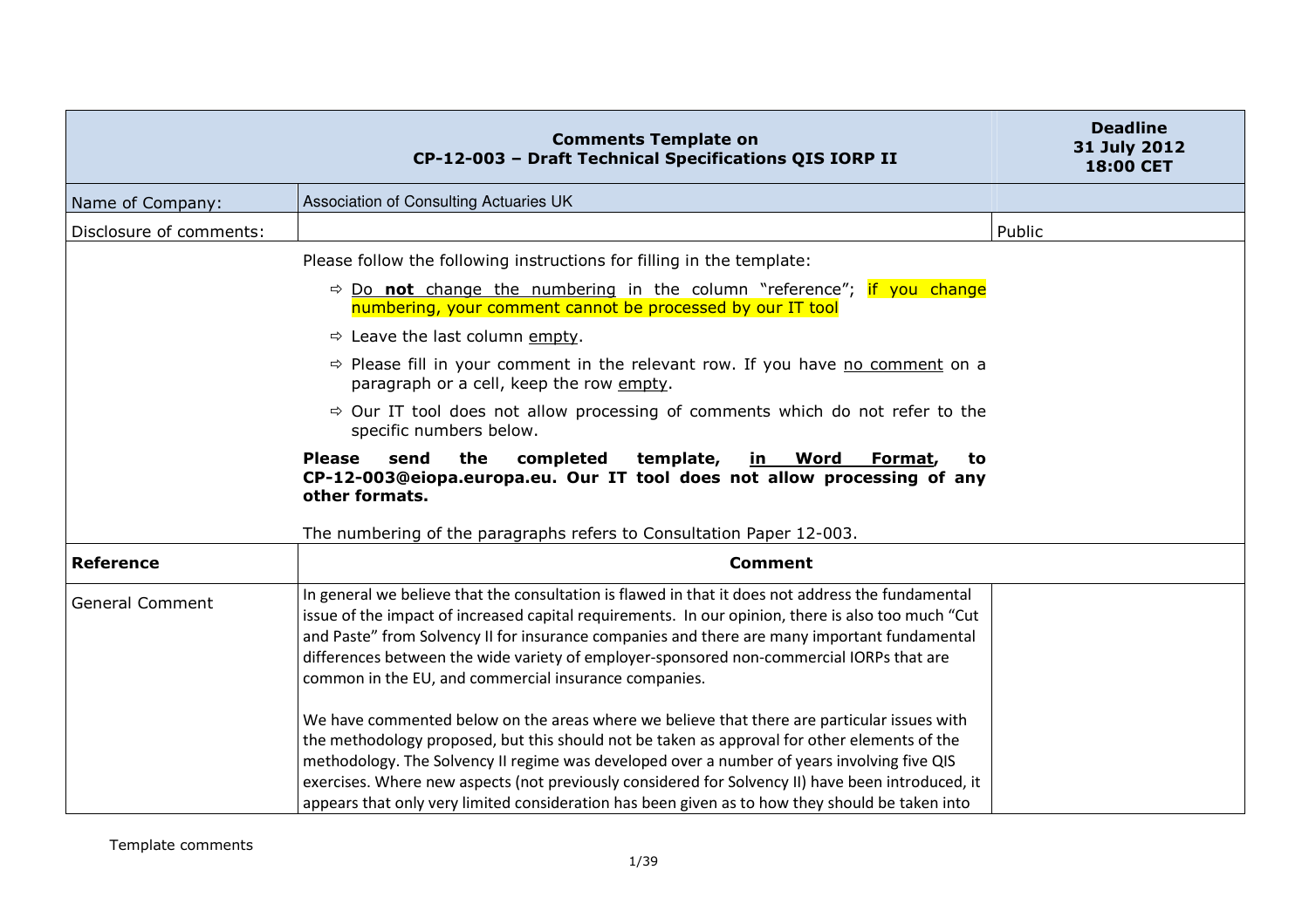| Comments Template on CP-12-003 – Draft Technical Specifications QIS IORP II | | Deadline 31 July 2012 18:00 CET |
|---|---|---|
| Name of Company: | Association of Consulting Actuaries UK | |
| Disclosure of comments: | | Public |
| | Please follow the following instructions for filling in the template:<br>⇨ Do **not** change the numbering in the column "reference"; if you change numbering, your comment cannot be processed by our IT tool<br>⇨ Leave the last column empty.<br>⇨ Please fill in your comment in the relevant row. If you have no comment on a paragraph or a cell, keep the row empty.<br>⇨ Our IT tool does not allow processing of comments which do not refer to the specific numbers below.<br>**Please send the completed template, in Word Format, to CP-12-003@eiopa.europa.eu. Our IT tool does not allow processing of any other formats.**<br>The numbering of the paragraphs refers to Consultation Paper 12-003. | |
| **Reference** | **Comment** | |
| General Comment | In general we believe that the consultation is flawed in that it does not address the fundamental issue of the impact of increased capital requirements. In our opinion, there is also too much "Cut and Paste" from Solvency II for insurance companies and there are many important fundamental differences between the wide variety of employer-sponsored non-commercial IORPs that are common in the EU, and commercial insurance companies.<br><br>We have commented below on the areas where we believe that there are particular issues with the methodology proposed, but this should not be taken as approval for other elements of the methodology. The Solvency II regime was developed over a number of years involving five QIS exercises. Where new aspects (not previously considered for Solvency II) have been introduced, it appears that only very limited consideration has been given as to how they should be taken into | |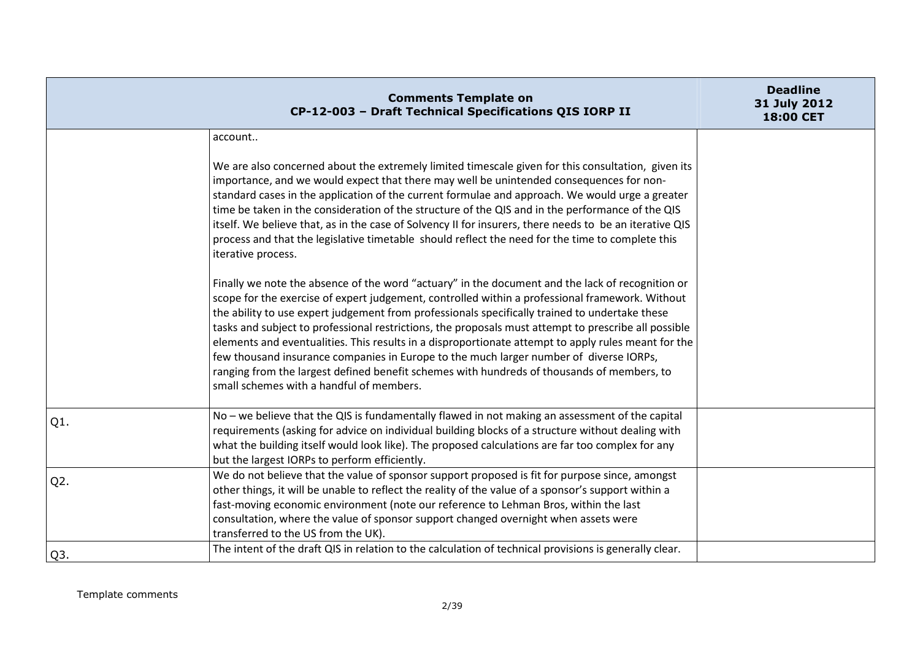| Comments Template on CP-12-003 – Draft Technical Specifications QIS IORP II | | Deadline 31 July 2012 18:00 CET |
|---|---|---|
| | account..<br><br>We are also concerned about the extremely limited timescale given for this consultation, given its importance, and we would expect that there may well be unintended consequences for non-standard cases in the application of the current formulae and approach. We would urge a greater time be taken in the consideration of the structure of the QIS and in the performance of the QIS itself. We believe that, as in the case of Solvency II for insurers, there needs to be an iterative QIS process and that the legislative timetable should reflect the need for the time to complete this iterative process.<br><br>Finally we note the absence of the word "actuary" in the document and the lack of recognition or scope for the exercise of expert judgement, controlled within a professional framework. Without the ability to use expert judgement from professionals specifically trained to undertake these tasks and subject to professional restrictions, the proposals must attempt to prescribe all possible elements and eventualities. This results in a disproportionate attempt to apply rules meant for the few thousand insurance companies in Europe to the much larger number of diverse IORPs, ranging from the largest defined benefit schemes with hundreds of thousands of members, to small schemes with a handful of members. | |
| Q1. | No – we believe that the QIS is fundamentally flawed in not making an assessment of the capital requirements (asking for advice on individual building blocks of a structure without dealing with what the building itself would look like). The proposed calculations are far too complex for any but the largest IORPs to perform efficiently. | |
| Q2. | We do not believe that the value of sponsor support proposed is fit for purpose since, amongst other things, it will be unable to reflect the reality of the value of a sponsor's support within a fast-moving economic environment (note our reference to Lehman Bros, within the last consultation, where the value of sponsor support changed overnight when assets were transferred to the US from the UK). | |
| Q3. | The intent of the draft QIS in relation to the calculation of technical provisions is generally clear. | |

Template comments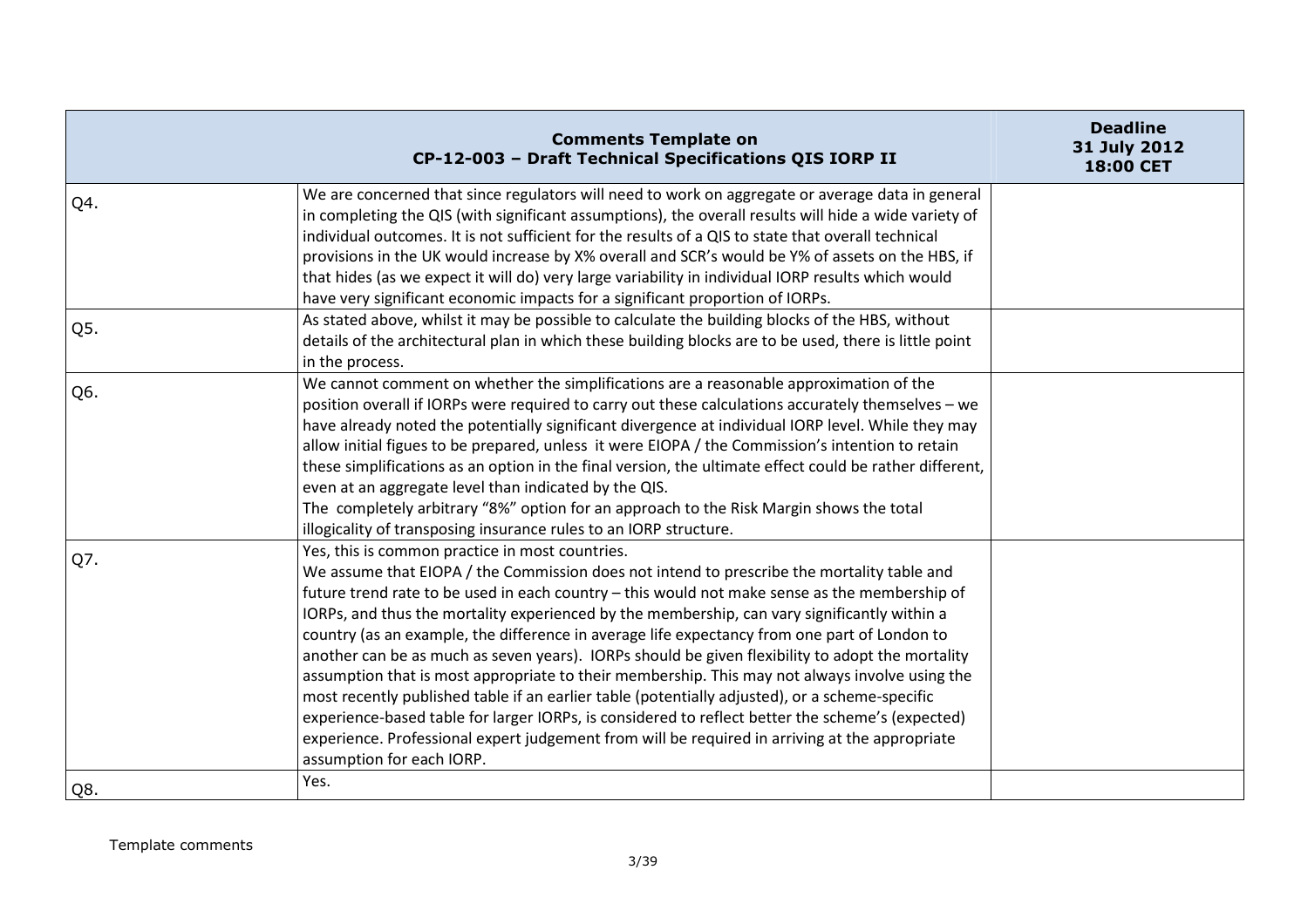| | Comments Template on CP-12-003 – Draft Technical Specifications QIS IORP II | Deadline 31 July 2012 18:00 CET |
|---|---|---|
| Q4. | We are concerned that since regulators will need to work on aggregate or average data in general in completing the QIS (with significant assumptions), the overall results will hide a wide variety of individual outcomes. It is not sufficient for the results of a QIS to state that overall technical provisions in the UK would increase by X% overall and SCR's would be Y% of assets on the HBS, if that hides (as we expect it will do) very large variability in individual IORP results which would have very significant economic impacts for a significant proportion of IORPs. | |
| Q5. | As stated above, whilst it may be possible to calculate the building blocks of the HBS, without details of the architectural plan in which these building blocks are to be used, there is little point in the process. | |
| Q6. | We cannot comment on whether the simplifications are a reasonable approximation of the position overall if IORPs were required to carry out these calculations accurately themselves – we have already noted the potentially significant divergence at individual IORP level. While they may allow initial figues to be prepared, unless it were EIOPA / the Commission's intention to retain these simplifications as an option in the final version, the ultimate effect could be rather different, even at an aggregate level than indicated by the QIS.<br>The completely arbitrary "8%" option for an approach to the Risk Margin shows the total illogicality of transposing insurance rules to an IORP structure. | |
| Q7. | Yes, this is common practice in most countries.<br>We assume that EIOPA / the Commission does not intend to prescribe the mortality table and future trend rate to be used in each country – this would not make sense as the membership of IORPs, and thus the mortality experienced by the membership, can vary significantly within a country (as an example, the difference in average life expectancy from one part of London to another can be as much as seven years). IORPs should be given flexibility to adopt the mortality assumption that is most appropriate to their membership. This may not always involve using the most recently published table if an earlier table (potentially adjusted), or a scheme-specific experience-based table for larger IORPs, is considered to reflect better the scheme's (expected) experience. Professional expert judgement from will be required in arriving at the appropriate assumption for each IORP. | |
| Q8. | Yes. | |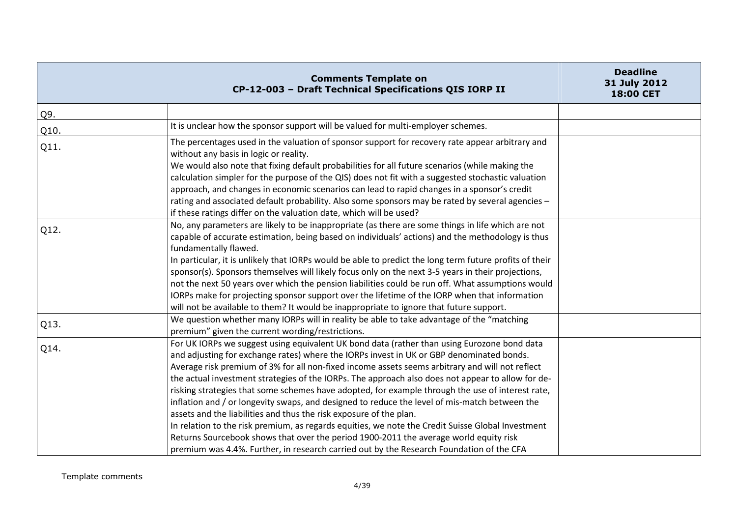| Comments Template on CP-12-003 – Draft Technical Specifications QIS IORP II | | Deadline 31 July 2012 18:00 CET |
|---|---|---|
| Q9. | | |
| Q10. | It is unclear how the sponsor support will be valued for multi-employer schemes. | |
| Q11. | The percentages used in the valuation of sponsor support for recovery rate appear arbitrary and without any basis in logic or reality.<br>We would also note that fixing default probabilities for all future scenarios (while making the calculation simpler for the purpose of the QIS) does not fit with a suggested stochastic valuation approach, and changes in economic scenarios can lead to rapid changes in a sponsor's credit rating and associated default probability. Also some sponsors may be rated by several agencies – if these ratings differ on the valuation date, which will be used? | |
| Q12. | No, any parameters are likely to be inappropriate (as there are some things in life which are not capable of accurate estimation, being based on individuals' actions) and the methodology is thus fundamentally flawed.<br>In particular, it is unlikely that IORPs would be able to predict the long term future profits of their sponsor(s). Sponsors themselves will likely focus only on the next 3-5 years in their projections, not the next 50 years over which the pension liabilities could be run off. What assumptions would IORPs make for projecting sponsor support over the lifetime of the IORP when that information will not be available to them? It would be inappropriate to ignore that future support. | |
| Q13. | We question whether many IORPs will in reality be able to take advantage of the "matching premium" given the current wording/restrictions. | |
| Q14. | For UK IORPs we suggest using equivalent UK bond data (rather than using Eurozone bond data and adjusting for exchange rates) where the IORPs invest in UK or GBP denominated bonds.<br>Average risk premium of 3% for all non-fixed income assets seems arbitrary and will not reflect the actual investment strategies of the IORPs. The approach also does not appear to allow for de-risking strategies that some schemes have adopted, for example through the use of interest rate, inflation and / or longevity swaps, and designed to reduce the level of mis-match between the assets and the liabilities and thus the risk exposure of the plan.<br>In relation to the risk premium, as regards equities, we note the Credit Suisse Global Investment Returns Sourcebook shows that over the period 1900-2011 the average world equity risk premium was 4.4%. Further, in research carried out by the Research Foundation of the CFA | |

Template comments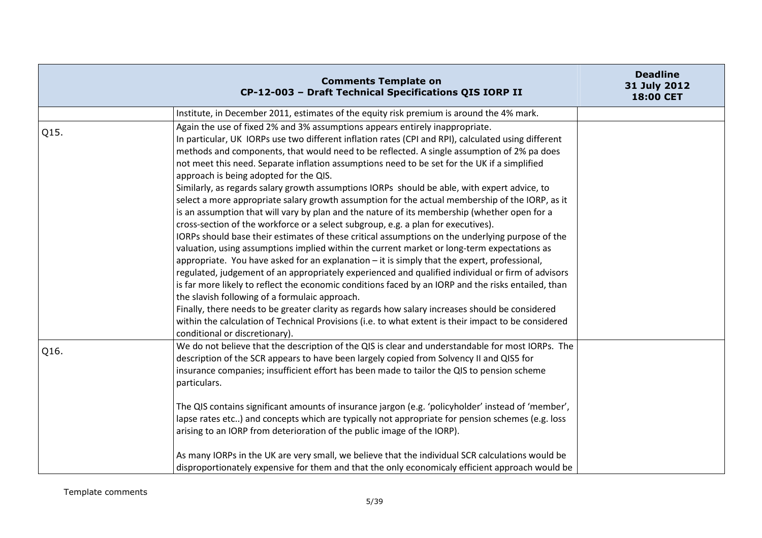| Comments Template on CP-12-003 – Draft Technical Specifications QIS IORP II | | Deadline 31 July 2012 18:00 CET |
|---|---|---|
| | Institute, in December 2011, estimates of the equity risk premium is around the 4% mark. | |
| Q15. | Again the use of fixed 2% and 3% assumptions appears entirely inappropriate.<br>In particular, UK IORPs use two different inflation rates (CPI and RPI), calculated using different methods and components, that would need to be reflected. A single assumption of 2% pa does not meet this need. Separate inflation assumptions need to be set for the UK if a simplified approach is being adopted for the QIS.<br>Similarly, as regards salary growth assumptions IORPs should be able, with expert advice, to select a more appropriate salary growth assumption for the actual membership of the IORP, as it is an assumption that will vary by plan and the nature of its membership (whether open for a cross-section of the workforce or a select subgroup, e.g. a plan for executives).<br>IORPs should base their estimates of these critical assumptions on the underlying purpose of the valuation, using assumptions implied within the current market or long-term expectations as appropriate. You have asked for an explanation – it is simply that the expert, professional, regulated, judgement of an appropriately experienced and qualified individual or firm of advisors is far more likely to reflect the economic conditions faced by an IORP and the risks entailed, than the slavish following of a formulaic approach.<br>Finally, there needs to be greater clarity as regards how salary increases should be considered within the calculation of Technical Provisions (i.e. to what extent is their impact to be considered conditional or discretionary). | |
| Q16. | We do not believe that the description of the QIS is clear and understandable for most IORPs. The description of the SCR appears to have been largely copied from Solvency II and QIS5 for insurance companies; insufficient effort has been made to tailor the QIS to pension scheme particulars.<br><br>The QIS contains significant amounts of insurance jargon (e.g. 'policyholder' instead of 'member', lapse rates etc..) and concepts which are typically not appropriate for pension schemes (e.g. loss arising to an IORP from deterioration of the public image of the IORP).<br><br>As many IORPs in the UK are very small, we believe that the individual SCR calculations would be disproportionately expensive for them and that the only economicaly efficient approach would be | |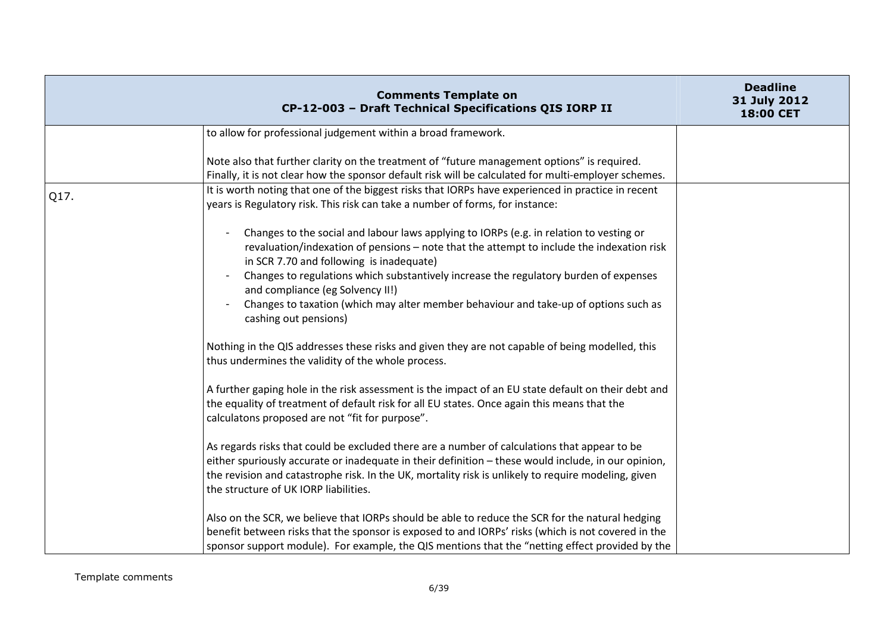| Comments Template on CP-12-003 – Draft Technical Specifications QIS IORP II | | Deadline 31 July 2012 18:00 CET |
|---|---|---|
| | to allow for professional judgement within a broad framework.<br><br>Note also that further clarity on the treatment of "future management options" is required. Finally, it is not clear how the sponsor default risk will be calculated for multi-employer schemes. | |
| Q17. | It is worth noting that one of the biggest risks that IORPs have experienced in practice in recent years is Regulatory risk. This risk can take a number of forms, for instance:<br><br>- Changes to the social and labour laws applying to IORPs (e.g. in relation to vesting or revaluation/indexation of pensions – note that the attempt to include the indexation risk in SCR 7.70 and following is inadequate)<br>- Changes to regulations which substantively increase the regulatory burden of expenses and compliance (eg Solvency II!)<br>- Changes to taxation (which may alter member behaviour and take-up of options such as cashing out pensions)<br><br>Nothing in the QIS addresses these risks and given they are not capable of being modelled, this thus undermines the validity of the whole process.<br><br>A further gaping hole in the risk assessment is the impact of an EU state default on their debt and the equality of treatment of default risk for all EU states. Once again this means that the calculatons proposed are not "fit for purpose".<br><br>As regards risks that could be excluded there are a number of calculations that appear to be either spuriously accurate or inadequate in their definition – these would include, in our opinion, the revision and catastrophe risk. In the UK, mortality risk is unlikely to require modeling, given the structure of UK IORP liabilities.<br><br>Also on the SCR, we believe that IORPs should be able to reduce the SCR for the natural hedging benefit between risks that the sponsor is exposed to and IORPs' risks (which is not covered in the sponsor support module). For example, the QIS mentions that the "netting effect provided by the | |

Template comments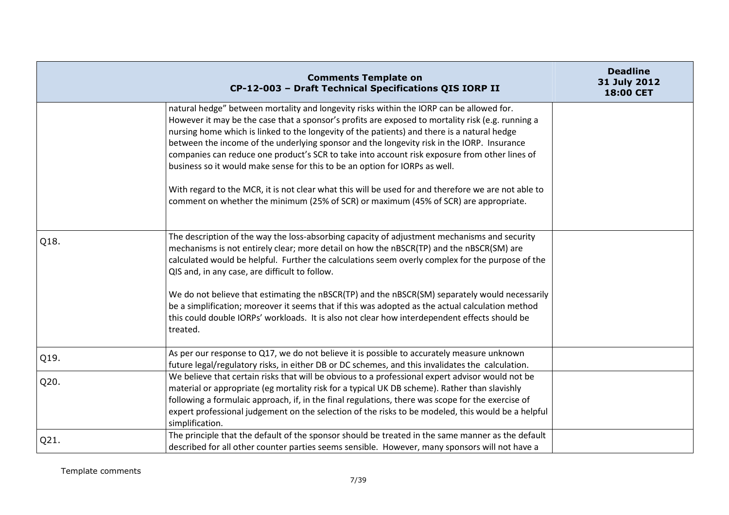| Comments Template on CP-12-003 – Draft Technical Specifications QIS IORP II | | Deadline 31 July 2012 18:00 CET |
|---|---|---|
| | natural hedge" between mortality and longevity risks within the IORP can be allowed for. However it may be the case that a sponsor's profits are exposed to mortality risk (e.g. running a nursing home which is linked to the longevity of the patients) and there is a natural hedge between the income of the underlying sponsor and the longevity risk in the IORP. Insurance companies can reduce one product's SCR to take into account risk exposure from other lines of business so it would make sense for this to be an option for IORPs as well.<br><br>With regard to the MCR, it is not clear what this will be used for and therefore we are not able to comment on whether the minimum (25% of SCR) or maximum (45% of SCR) are appropriate. | |
| Q18. | The description of the way the loss-absorbing capacity of adjustment mechanisms and security mechanisms is not entirely clear; more detail on how the nBSCR(TP) and the nBSCR(SM) are calculated would be helpful. Further the calculations seem overly complex for the purpose of the QIS and, in any case, are difficult to follow.<br><br>We do not believe that estimating the nBSCR(TP) and the nBSCR(SM) separately would necessarily be a simplification; moreover it seems that if this was adopted as the actual calculation method this could double IORPs' workloads. It is also not clear how interdependent effects should be treated. | |
| Q19. | As per our response to Q17, we do not believe it is possible to accurately measure unknown future legal/regulatory risks, in either DB or DC schemes, and this invalidates the calculation. | |
| Q20. | We believe that certain risks that will be obvious to a professional expert advisor would not be material or appropriate (eg mortality risk for a typical UK DB scheme). Rather than slavishly following a formulaic approach, if, in the final regulations, there was scope for the exercise of expert professional judgement on the selection of the risks to be modeled, this would be a helpful simplification. | |
| Q21. | The principle that the default of the sponsor should be treated in the same manner as the default described for all other counter parties seems sensible. However, many sponsors will not have a | |

Template comments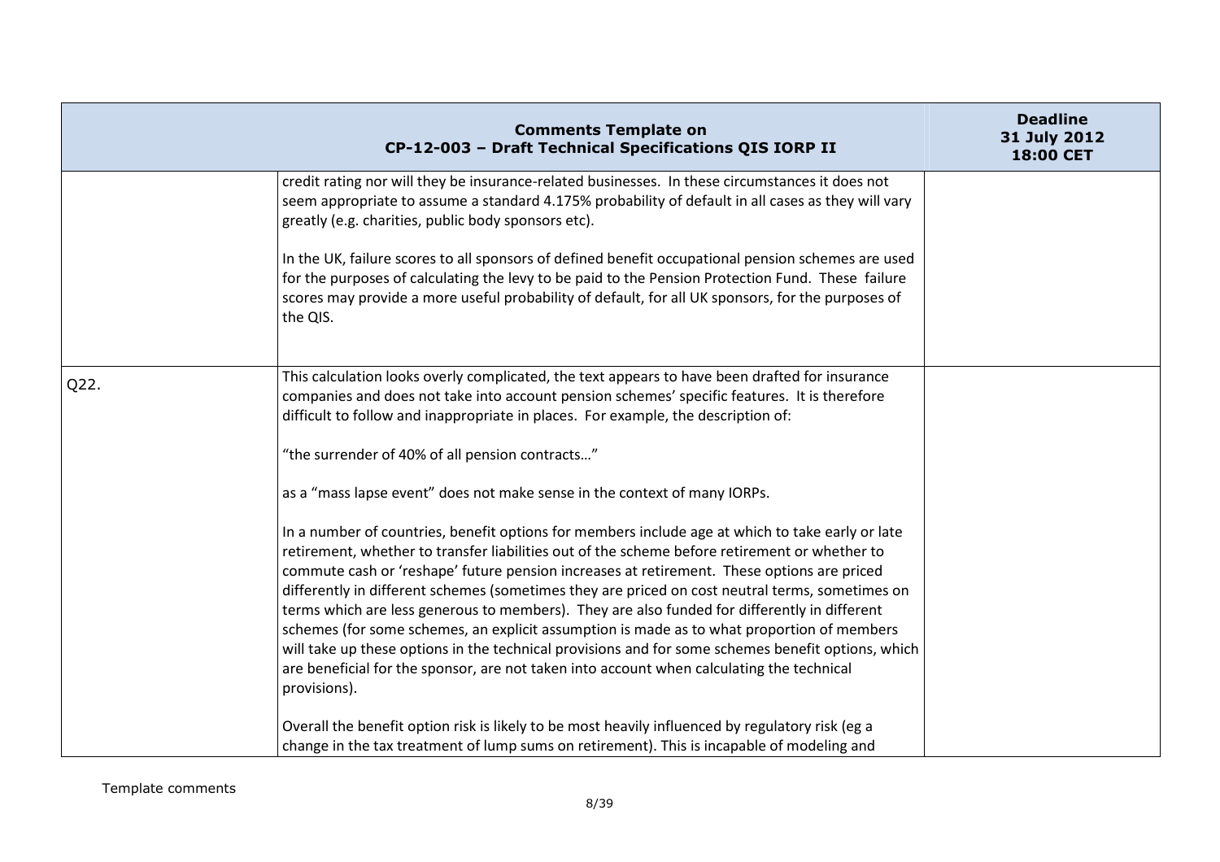| Comments Template on CP-12-003 – Draft Technical Specifications QIS IORP II | | Deadline 31 July 2012 18:00 CET |
|---|---|---|
| | credit rating nor will they be insurance-related businesses. In these circumstances it does not seem appropriate to assume a standard 4.175% probability of default in all cases as they will vary greatly (e.g. charities, public body sponsors etc).<br><br>In the UK, failure scores to all sponsors of defined benefit occupational pension schemes are used for the purposes of calculating the levy to be paid to the Pension Protection Fund. These failure scores may provide a more useful probability of default, for all UK sponsors, for the purposes of the QIS. | |
| Q22. | This calculation looks overly complicated, the text appears to have been drafted for insurance companies and does not take into account pension schemes' specific features. It is therefore difficult to follow and inappropriate in places. For example, the description of:<br><br>"the surrender of 40% of all pension contracts…"<br><br>as a "mass lapse event" does not make sense in the context of many IORPs.<br><br>In a number of countries, benefit options for members include age at which to take early or late retirement, whether to transfer liabilities out of the scheme before retirement or whether to commute cash or 'reshape' future pension increases at retirement. These options are priced differently in different schemes (sometimes they are priced on cost neutral terms, sometimes on terms which are less generous to members). They are also funded for differently in different schemes (for some schemes, an explicit assumption is made as to what proportion of members will take up these options in the technical provisions and for some schemes benefit options, which are beneficial for the sponsor, are not taken into account when calculating the technical provisions).<br><br>Overall the benefit option risk is likely to be most heavily influenced by regulatory risk (eg a change in the tax treatment of lump sums on retirement). This is incapable of modeling and | |

Template comments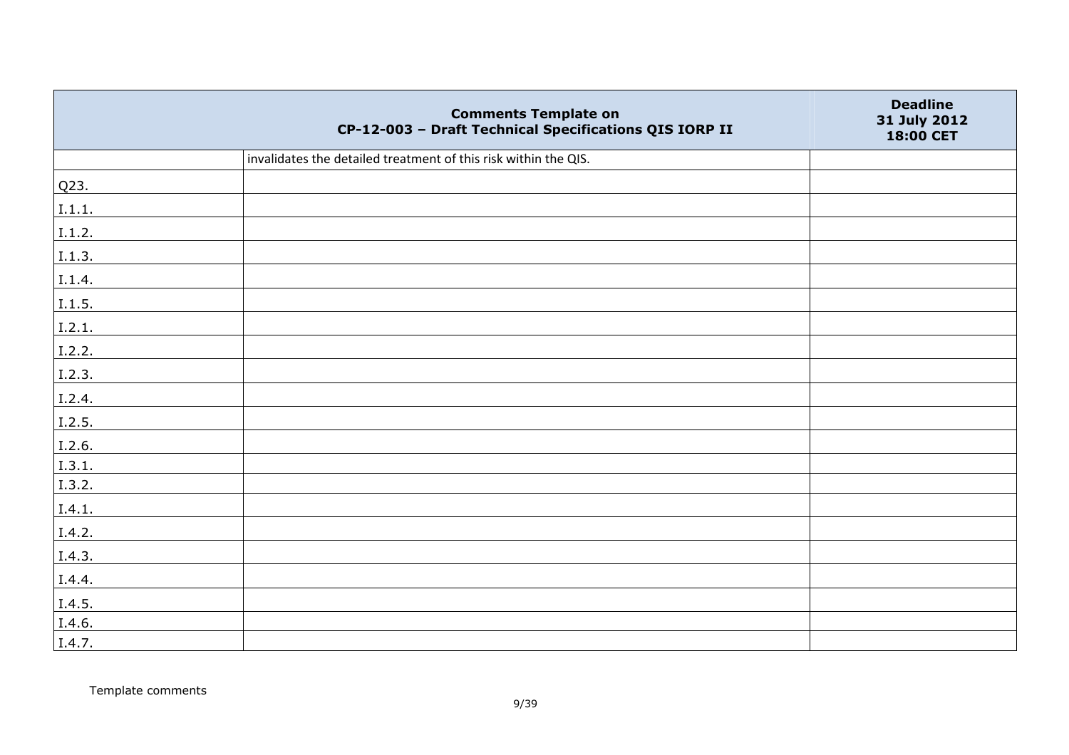| Comments Template on CP-12-003 – Draft Technical Specifications QIS IORP II | | Deadline 31 July 2012 18:00 CET |
|---|---|---|
| | invalidates the detailed treatment of this risk within the QIS. | |
| Q23. | | |
| I.1.1. | | |
| I.1.2. | | |
| I.1.3. | | |
| I.1.4. | | |
| I.1.5. | | |
| I.2.1. | | |
| I.2.2. | | |
| I.2.3. | | |
| I.2.4. | | |
| I.2.5. | | |
| I.2.6. | | |
| I.3.1. | | |
| I.3.2. | | |
| I.4.1. | | |
| I.4.2. | | |
| I.4.3. | | |
| I.4.4. | | |
| I.4.5. | | |
| I.4.6. | | |
| I.4.7. | | |

Template comments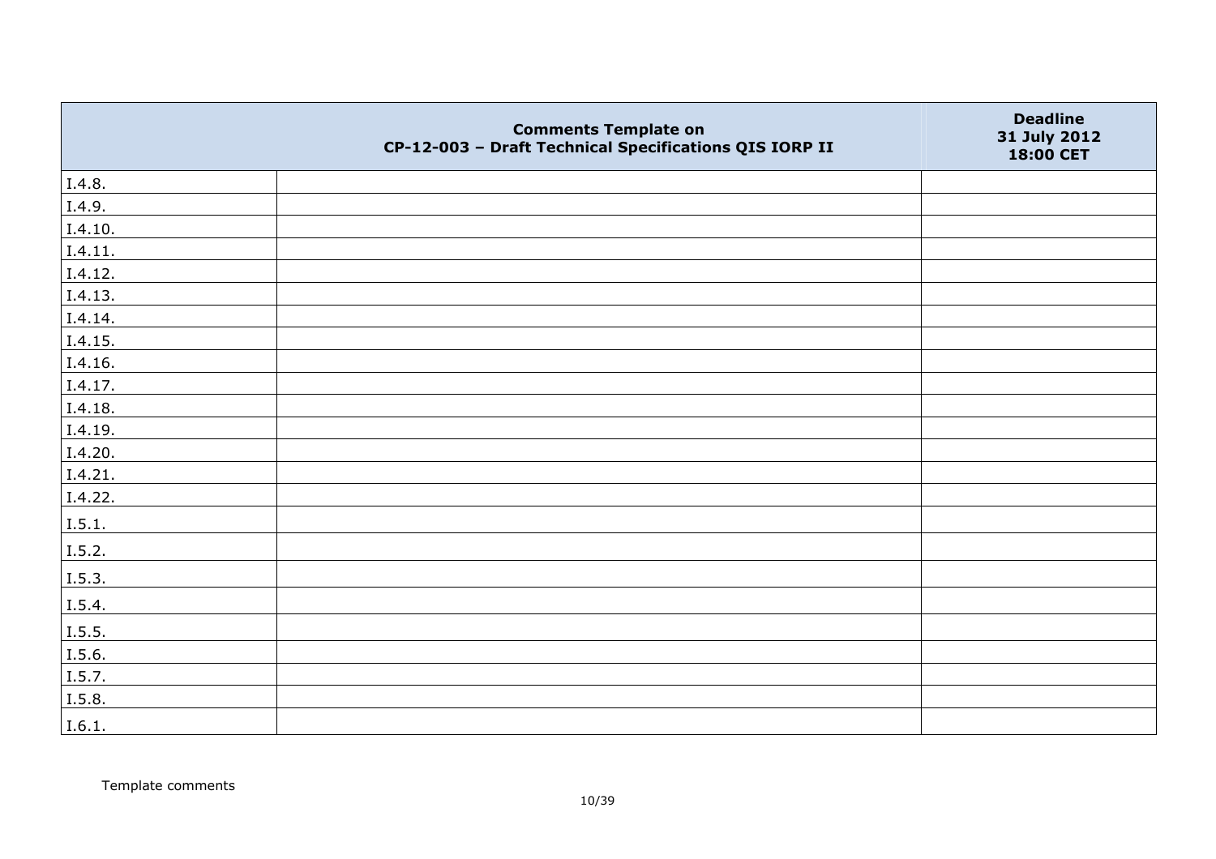| | Comments Template on CP-12-003 – Draft Technical Specifications QIS IORP II | Deadline 31 July 2012 18:00 CET |
|---|---|---|
| I.4.8. | | |
| I.4.9. | | |
| I.4.10. | | |
| I.4.11. | | |
| I.4.12. | | |
| I.4.13. | | |
| I.4.14. | | |
| I.4.15. | | |
| I.4.16. | | |
| I.4.17. | | |
| I.4.18. | | |
| I.4.19. | | |
| I.4.20. | | |
| I.4.21. | | |
| I.4.22. | | |
| I.5.1. | | |
| I.5.2. | | |
| I.5.3. | | |
| I.5.4. | | |
| I.5.5. | | |
| I.5.6. | | |
| I.5.7. | | |
| I.5.8. | | |
| I.6.1. | | |

Template comments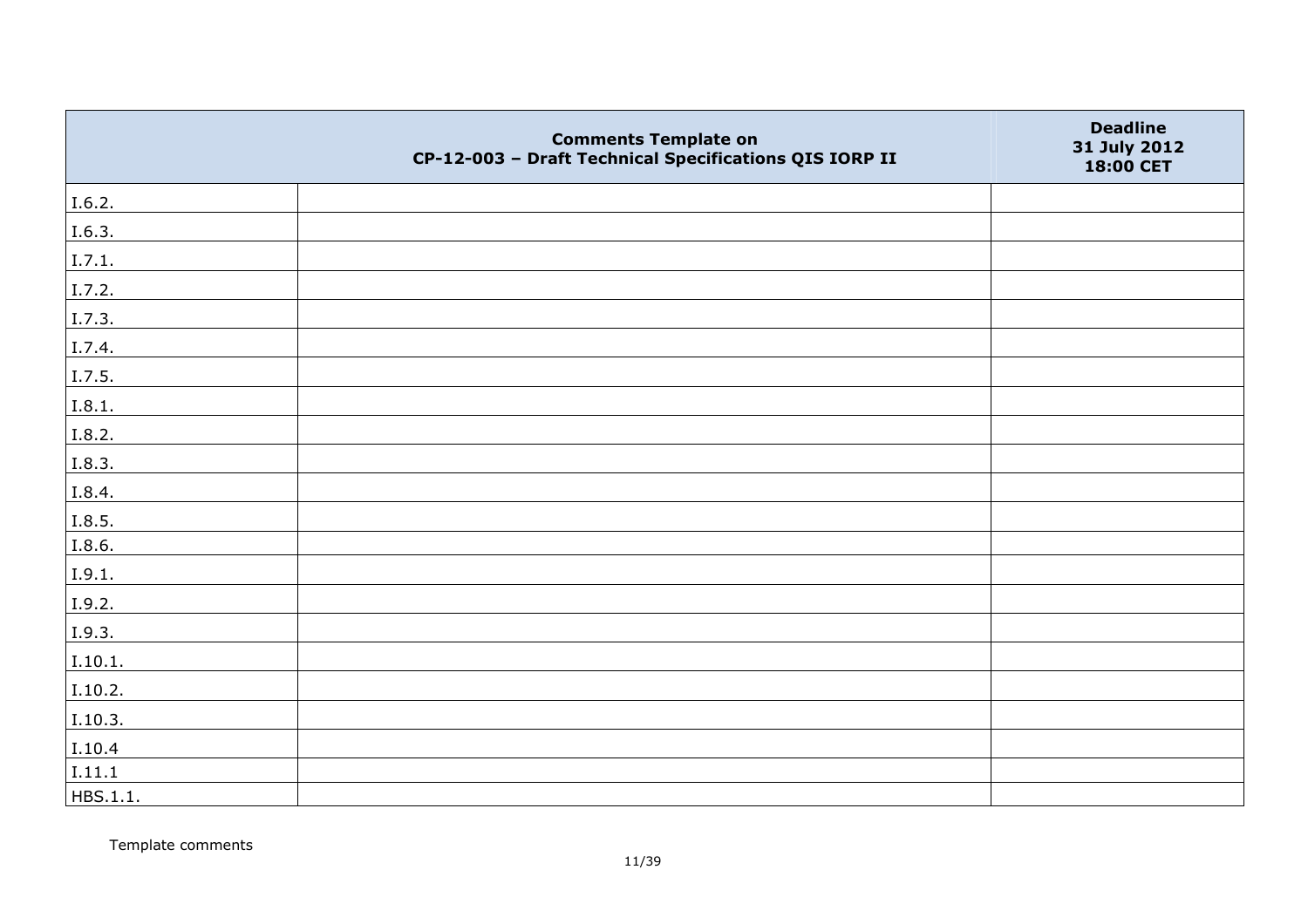| | Comments Template on CP-12-003 – Draft Technical Specifications QIS IORP II | Deadline 31 July 2012 18:00 CET |
|---|---|---|
| I.6.2. | | |
| I.6.3. | | |
| I.7.1. | | |
| I.7.2. | | |
| I.7.3. | | |
| I.7.4. | | |
| I.7.5. | | |
| I.8.1. | | |
| I.8.2. | | |
| I.8.3. | | |
| I.8.4. | | |
| I.8.5. | | |
| I.8.6. | | |
| I.9.1. | | |
| I.9.2. | | |
| I.9.3. | | |
| I.10.1. | | |
| I.10.2. | | |
| I.10.3. | | |
| I.10.4 | | |
| I.11.1 | | |
| HBS.1.1. | | |

Template comments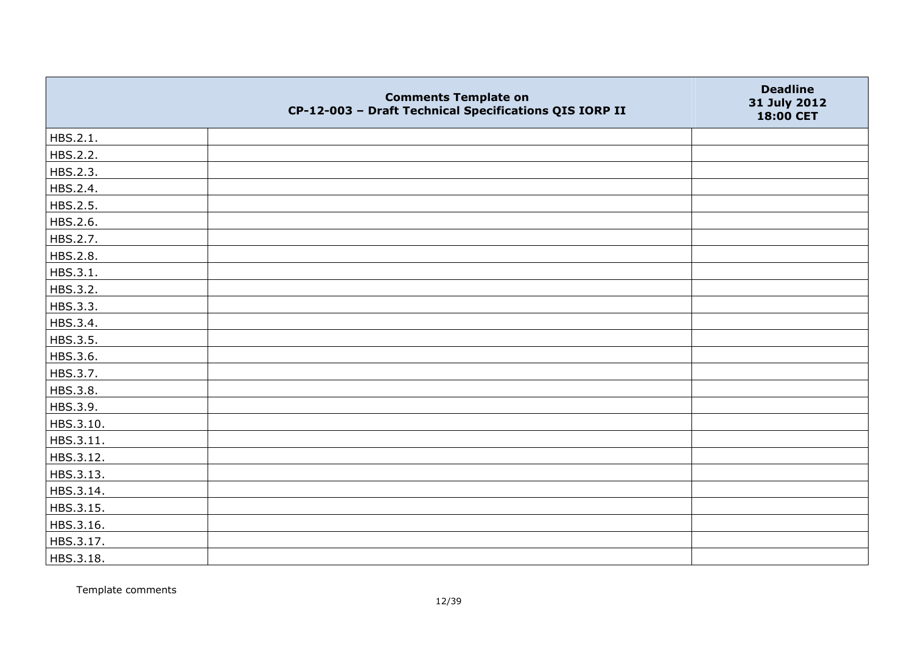| | Comments Template on CP-12-003 – Draft Technical Specifications QIS IORP II | Deadline 31 July 2012 18:00 CET |
|---|---|---|
| HBS.2.1. | | |
| HBS.2.2. | | |
| HBS.2.3. | | |
| HBS.2.4. | | |
| HBS.2.5. | | |
| HBS.2.6. | | |
| HBS.2.7. | | |
| HBS.2.8. | | |
| HBS.3.1. | | |
| HBS.3.2. | | |
| HBS.3.3. | | |
| HBS.3.4. | | |
| HBS.3.5. | | |
| HBS.3.6. | | |
| HBS.3.7. | | |
| HBS.3.8. | | |
| HBS.3.9. | | |
| HBS.3.10. | | |
| HBS.3.11. | | |
| HBS.3.12. | | |
| HBS.3.13. | | |
| HBS.3.14. | | |
| HBS.3.15. | | |
| HBS.3.16. | | |
| HBS.3.17. | | |
| HBS.3.18. | | |

Template comments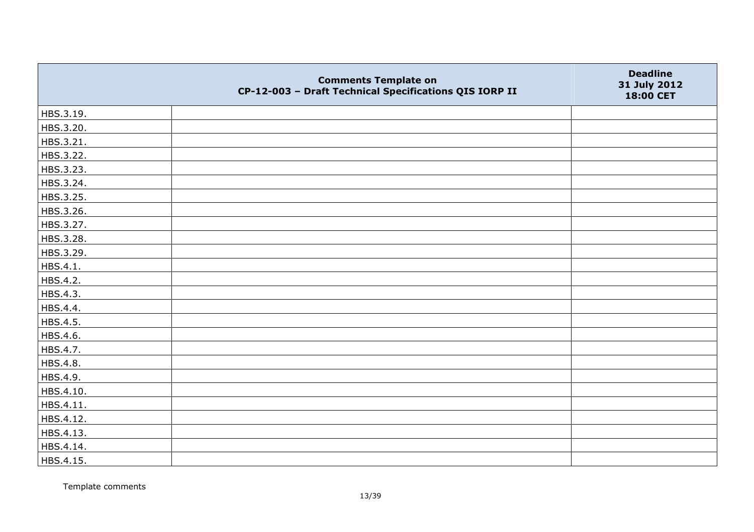| | Comments Template on CP-12-003 – Draft Technical Specifications QIS IORP II | Deadline 31 July 2012 18:00 CET |
|---|---|---|
| HBS.3.19. | | |
| HBS.3.20. | | |
| HBS.3.21. | | |
| HBS.3.22. | | |
| HBS.3.23. | | |
| HBS.3.24. | | |
| HBS.3.25. | | |
| HBS.3.26. | | |
| HBS.3.27. | | |
| HBS.3.28. | | |
| HBS.3.29. | | |
| HBS.4.1. | | |
| HBS.4.2. | | |
| HBS.4.3. | | |
| HBS.4.4. | | |
| HBS.4.5. | | |
| HBS.4.6. | | |
| HBS.4.7. | | |
| HBS.4.8. | | |
| HBS.4.9. | | |
| HBS.4.10. | | |
| HBS.4.11. | | |
| HBS.4.12. | | |
| HBS.4.13. | | |
| HBS.4.14. | | |
| HBS.4.15. | | |

Template comments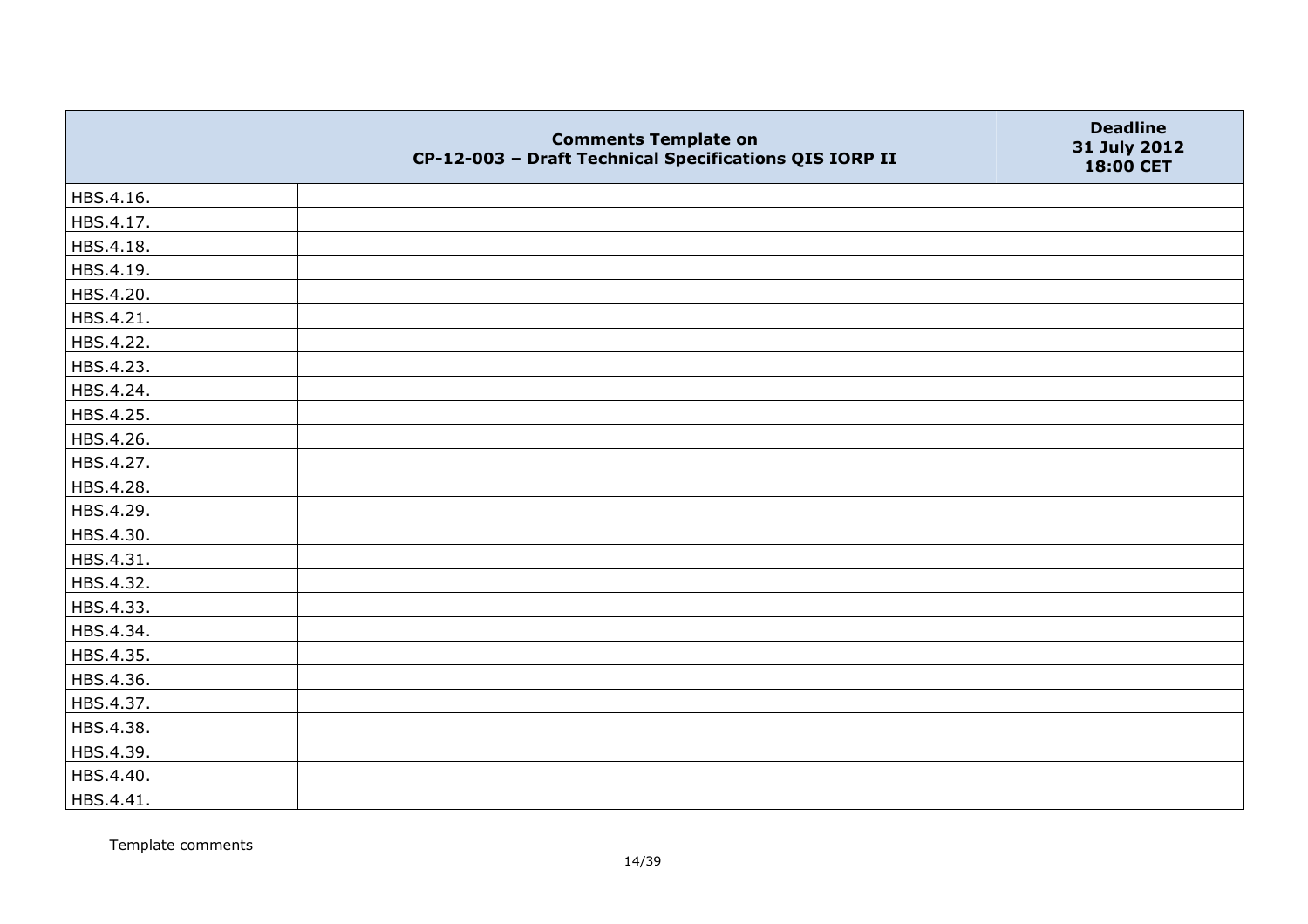| | Comments Template on CP-12-003 – Draft Technical Specifications QIS IORP II | Deadline 31 July 2012 18:00 CET |
|---|---|---|
| HBS.4.16. | | |
| HBS.4.17. | | |
| HBS.4.18. | | |
| HBS.4.19. | | |
| HBS.4.20. | | |
| HBS.4.21. | | |
| HBS.4.22. | | |
| HBS.4.23. | | |
| HBS.4.24. | | |
| HBS.4.25. | | |
| HBS.4.26. | | |
| HBS.4.27. | | |
| HBS.4.28. | | |
| HBS.4.29. | | |
| HBS.4.30. | | |
| HBS.4.31. | | |
| HBS.4.32. | | |
| HBS.4.33. | | |
| HBS.4.34. | | |
| HBS.4.35. | | |
| HBS.4.36. | | |
| HBS.4.37. | | |
| HBS.4.38. | | |
| HBS.4.39. | | |
| HBS.4.40. | | |
| HBS.4.41. | | |

Template comments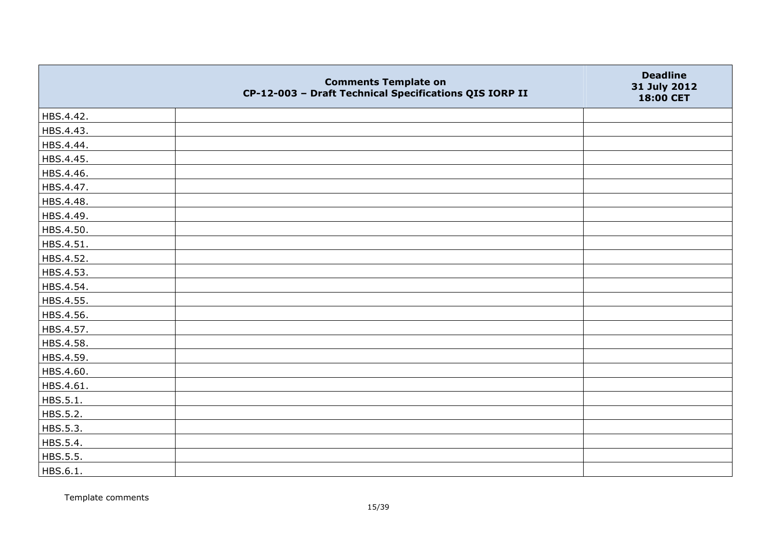| | Comments Template on CP-12-003 – Draft Technical Specifications QIS IORP II | Deadline 31 July 2012 18:00 CET |
|---|---|---|
| HBS.4.42. | | |
| HBS.4.43. | | |
| HBS.4.44. | | |
| HBS.4.45. | | |
| HBS.4.46. | | |
| HBS.4.47. | | |
| HBS.4.48. | | |
| HBS.4.49. | | |
| HBS.4.50. | | |
| HBS.4.51. | | |
| HBS.4.52. | | |
| HBS.4.53. | | |
| HBS.4.54. | | |
| HBS.4.55. | | |
| HBS.4.56. | | |
| HBS.4.57. | | |
| HBS.4.58. | | |
| HBS.4.59. | | |
| HBS.4.60. | | |
| HBS.4.61. | | |
| HBS.5.1. | | |
| HBS.5.2. | | |
| HBS.5.3. | | |
| HBS.5.4. | | |
| HBS.5.5. | | |
| HBS.6.1. | | |

Template comments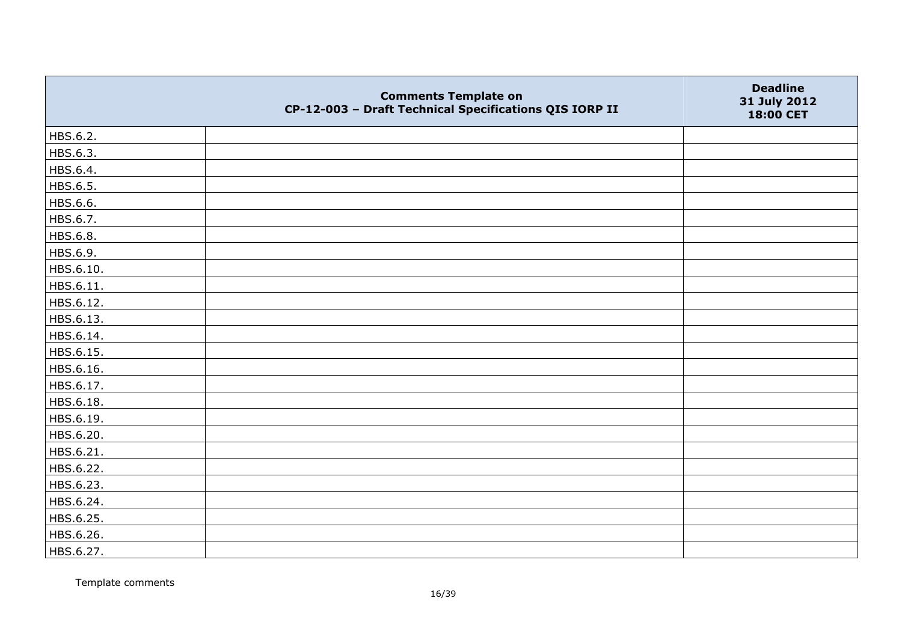| | Comments Template on CP-12-003 – Draft Technical Specifications QIS IORP II | Deadline 31 July 2012 18:00 CET |
|---|---|---|
| HBS.6.2. | | |
| HBS.6.3. | | |
| HBS.6.4. | | |
| HBS.6.5. | | |
| HBS.6.6. | | |
| HBS.6.7. | | |
| HBS.6.8. | | |
| HBS.6.9. | | |
| HBS.6.10. | | |
| HBS.6.11. | | |
| HBS.6.12. | | |
| HBS.6.13. | | |
| HBS.6.14. | | |
| HBS.6.15. | | |
| HBS.6.16. | | |
| HBS.6.17. | | |
| HBS.6.18. | | |
| HBS.6.19. | | |
| HBS.6.20. | | |
| HBS.6.21. | | |
| HBS.6.22. | | |
| HBS.6.23. | | |
| HBS.6.24. | | |
| HBS.6.25. | | |
| HBS.6.26. | | |
| HBS.6.27. | | |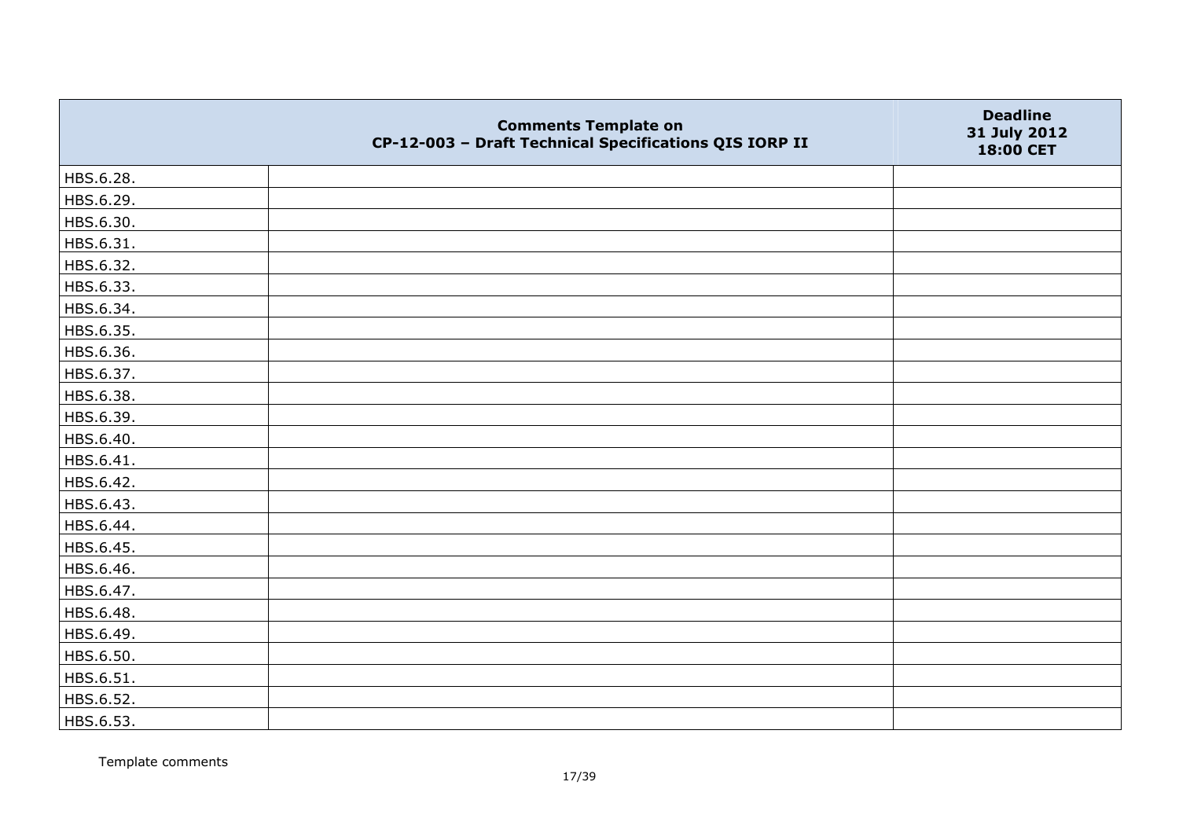|  | Comments Template on CP-12-003 – Draft Technical Specifications QIS IORP II | Deadline 31 July 2012 18:00 CET |
|---|---|---|
| HBS.6.28. |  |  |
| HBS.6.29. |  |  |
| HBS.6.30. |  |  |
| HBS.6.31. |  |  |
| HBS.6.32. |  |  |
| HBS.6.33. |  |  |
| HBS.6.34. |  |  |
| HBS.6.35. |  |  |
| HBS.6.36. |  |  |
| HBS.6.37. |  |  |
| HBS.6.38. |  |  |
| HBS.6.39. |  |  |
| HBS.6.40. |  |  |
| HBS.6.41. |  |  |
| HBS.6.42. |  |  |
| HBS.6.43. |  |  |
| HBS.6.44. |  |  |
| HBS.6.45. |  |  |
| HBS.6.46. |  |  |
| HBS.6.47. |  |  |
| HBS.6.48. |  |  |
| HBS.6.49. |  |  |
| HBS.6.50. |  |  |
| HBS.6.51. |  |  |
| HBS.6.52. |  |  |
| HBS.6.53. |  |  |

Template comments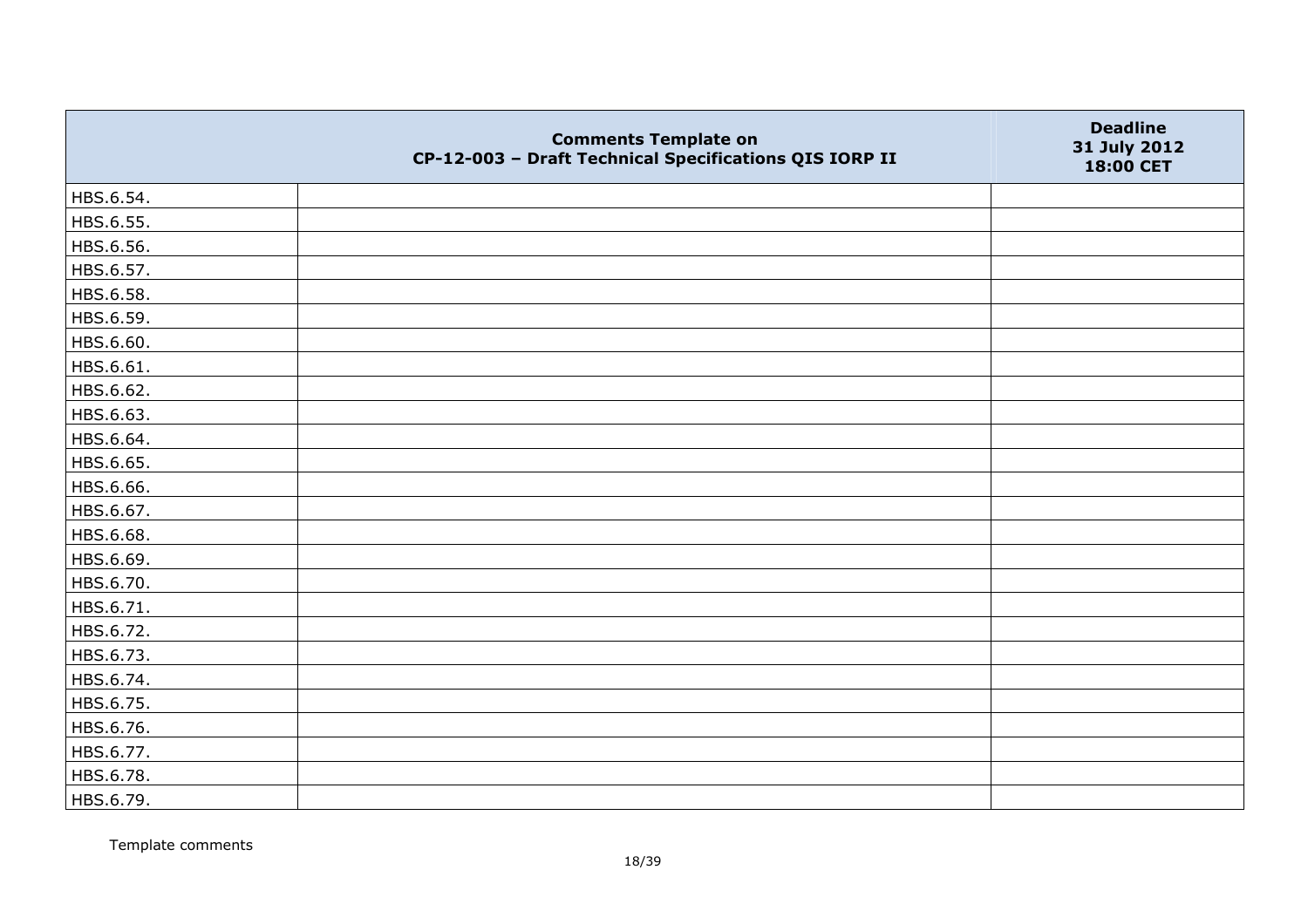| | Comments Template on CP-12-003 – Draft Technical Specifications QIS IORP II | Deadline 31 July 2012 18:00 CET |
|---|---|---|
| HBS.6.54. | | |
| HBS.6.55. | | |
| HBS.6.56. | | |
| HBS.6.57. | | |
| HBS.6.58. | | |
| HBS.6.59. | | |
| HBS.6.60. | | |
| HBS.6.61. | | |
| HBS.6.62. | | |
| HBS.6.63. | | |
| HBS.6.64. | | |
| HBS.6.65. | | |
| HBS.6.66. | | |
| HBS.6.67. | | |
| HBS.6.68. | | |
| HBS.6.69. | | |
| HBS.6.70. | | |
| HBS.6.71. | | |
| HBS.6.72. | | |
| HBS.6.73. | | |
| HBS.6.74. | | |
| HBS.6.75. | | |
| HBS.6.76. | | |
| HBS.6.77. | | |
| HBS.6.78. | | |
| HBS.6.79. | | |

Template comments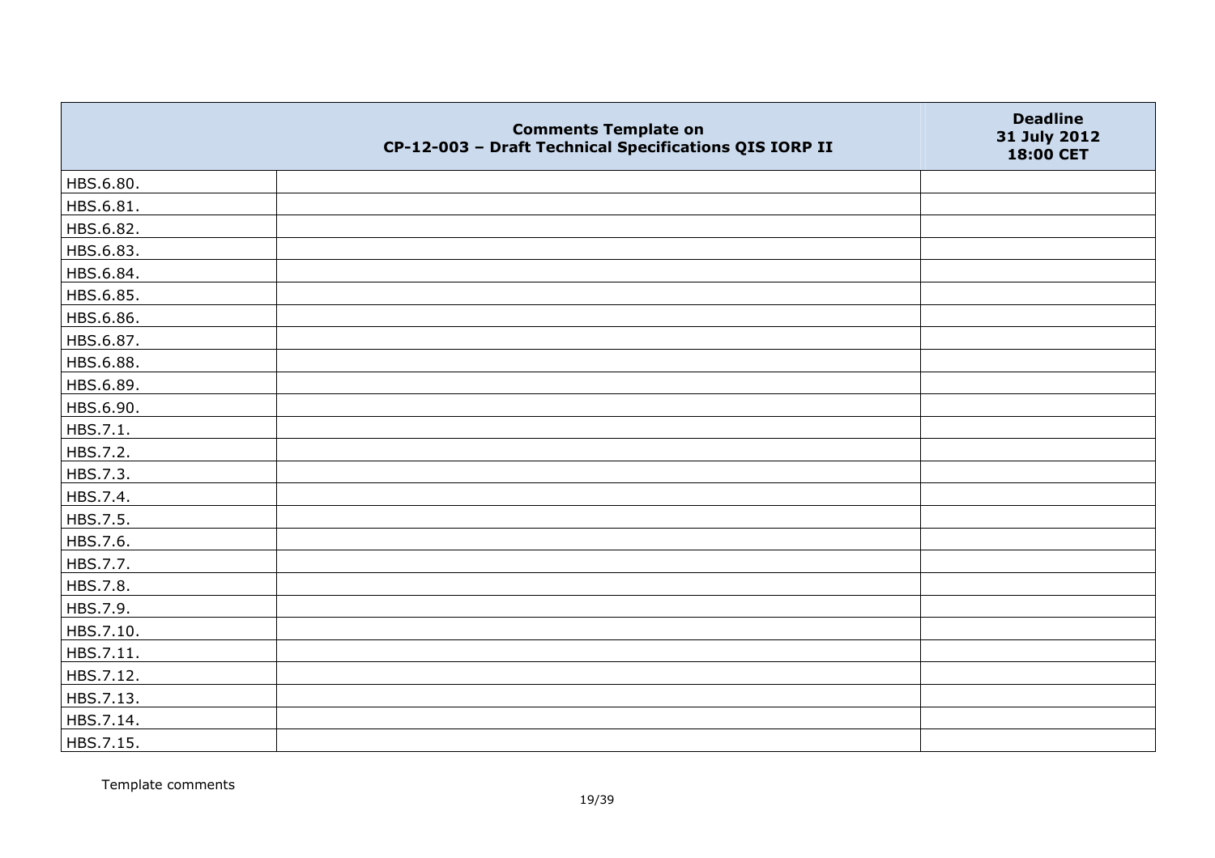| | Comments Template on CP-12-003 – Draft Technical Specifications QIS IORP II | Deadline 31 July 2012 18:00 CET |
|---|---|---|
| HBS.6.80. | | |
| HBS.6.81. | | |
| HBS.6.82. | | |
| HBS.6.83. | | |
| HBS.6.84. | | |
| HBS.6.85. | | |
| HBS.6.86. | | |
| HBS.6.87. | | |
| HBS.6.88. | | |
| HBS.6.89. | | |
| HBS.6.90. | | |
| HBS.7.1. | | |
| HBS.7.2. | | |
| HBS.7.3. | | |
| HBS.7.4. | | |
| HBS.7.5. | | |
| HBS.7.6. | | |
| HBS.7.7. | | |
| HBS.7.8. | | |
| HBS.7.9. | | |
| HBS.7.10. | | |
| HBS.7.11. | | |
| HBS.7.12. | | |
| HBS.7.13. | | |
| HBS.7.14. | | |
| HBS.7.15. | | |

Template comments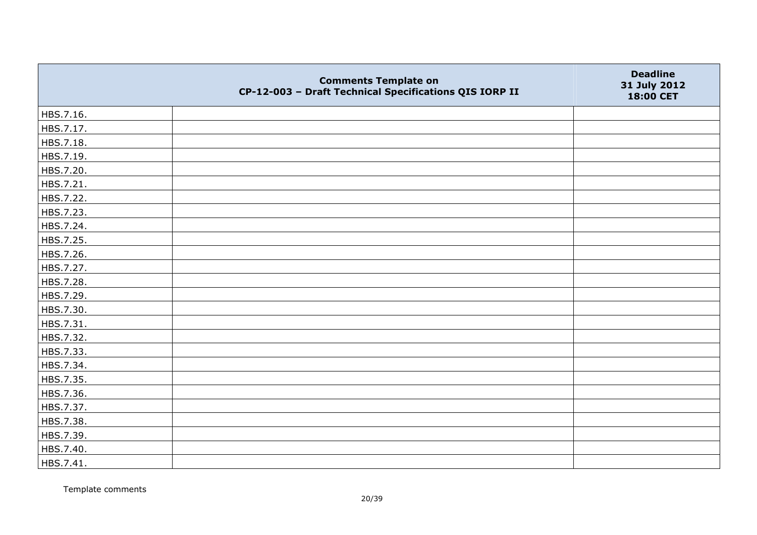| | Comments Template on CP-12-003 – Draft Technical Specifications QIS IORP II | Deadline 31 July 2012 18:00 CET |
|---|---|---|
| HBS.7.16. | | |
| HBS.7.17. | | |
| HBS.7.18. | | |
| HBS.7.19. | | |
| HBS.7.20. | | |
| HBS.7.21. | | |
| HBS.7.22. | | |
| HBS.7.23. | | |
| HBS.7.24. | | |
| HBS.7.25. | | |
| HBS.7.26. | | |
| HBS.7.27. | | |
| HBS.7.28. | | |
| HBS.7.29. | | |
| HBS.7.30. | | |
| HBS.7.31. | | |
| HBS.7.32. | | |
| HBS.7.33. | | |
| HBS.7.34. | | |
| HBS.7.35. | | |
| HBS.7.36. | | |
| HBS.7.37. | | |
| HBS.7.38. | | |
| HBS.7.39. | | |
| HBS.7.40. | | |
| HBS.7.41. | | |

Template comments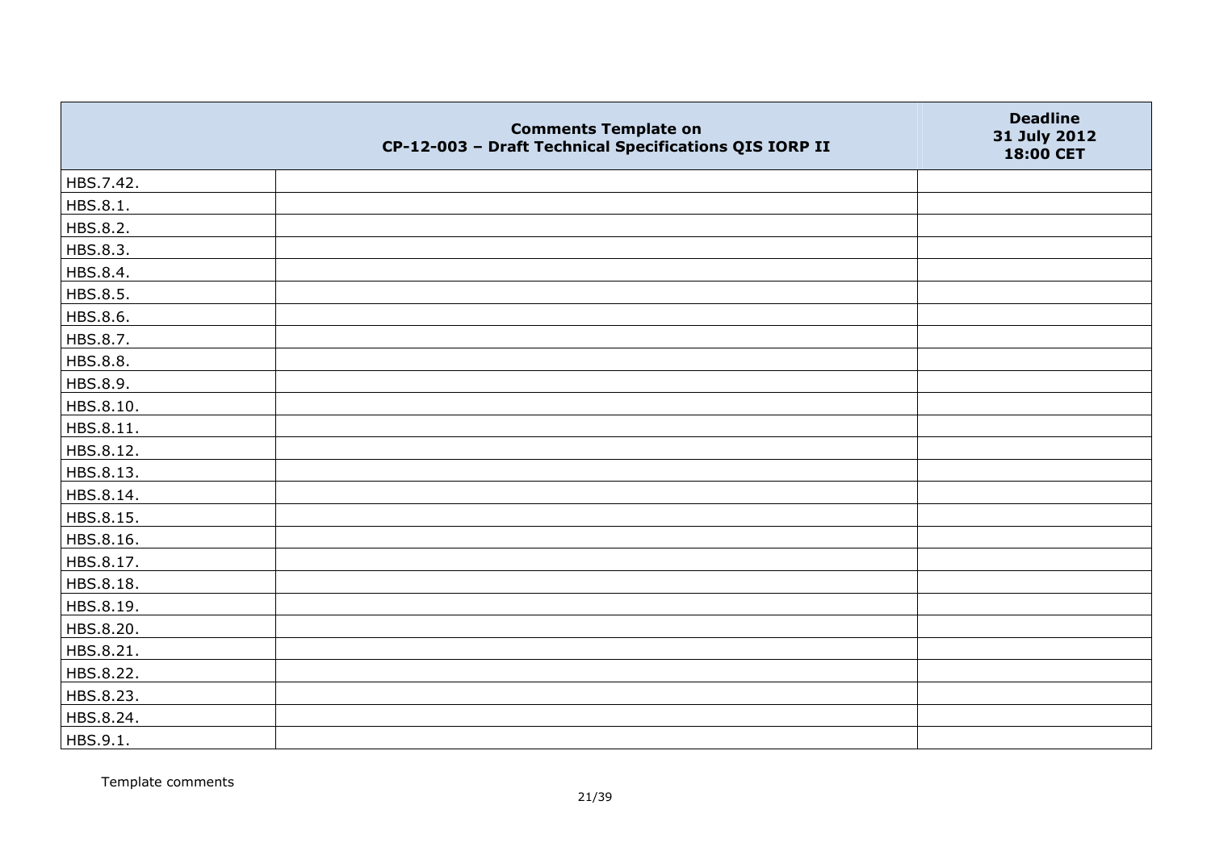| | Comments Template on CP-12-003 – Draft Technical Specifications QIS IORP II | Deadline 31 July 2012 18:00 CET |
|---|---|---|
| HBS.7.42. | | |
| HBS.8.1. | | |
| HBS.8.2. | | |
| HBS.8.3. | | |
| HBS.8.4. | | |
| HBS.8.5. | | |
| HBS.8.6. | | |
| HBS.8.7. | | |
| HBS.8.8. | | |
| HBS.8.9. | | |
| HBS.8.10. | | |
| HBS.8.11. | | |
| HBS.8.12. | | |
| HBS.8.13. | | |
| HBS.8.14. | | |
| HBS.8.15. | | |
| HBS.8.16. | | |
| HBS.8.17. | | |
| HBS.8.18. | | |
| HBS.8.19. | | |
| HBS.8.20. | | |
| HBS.8.21. | | |
| HBS.8.22. | | |
| HBS.8.23. | | |
| HBS.8.24. | | |
| HBS.9.1. | | |

Template comments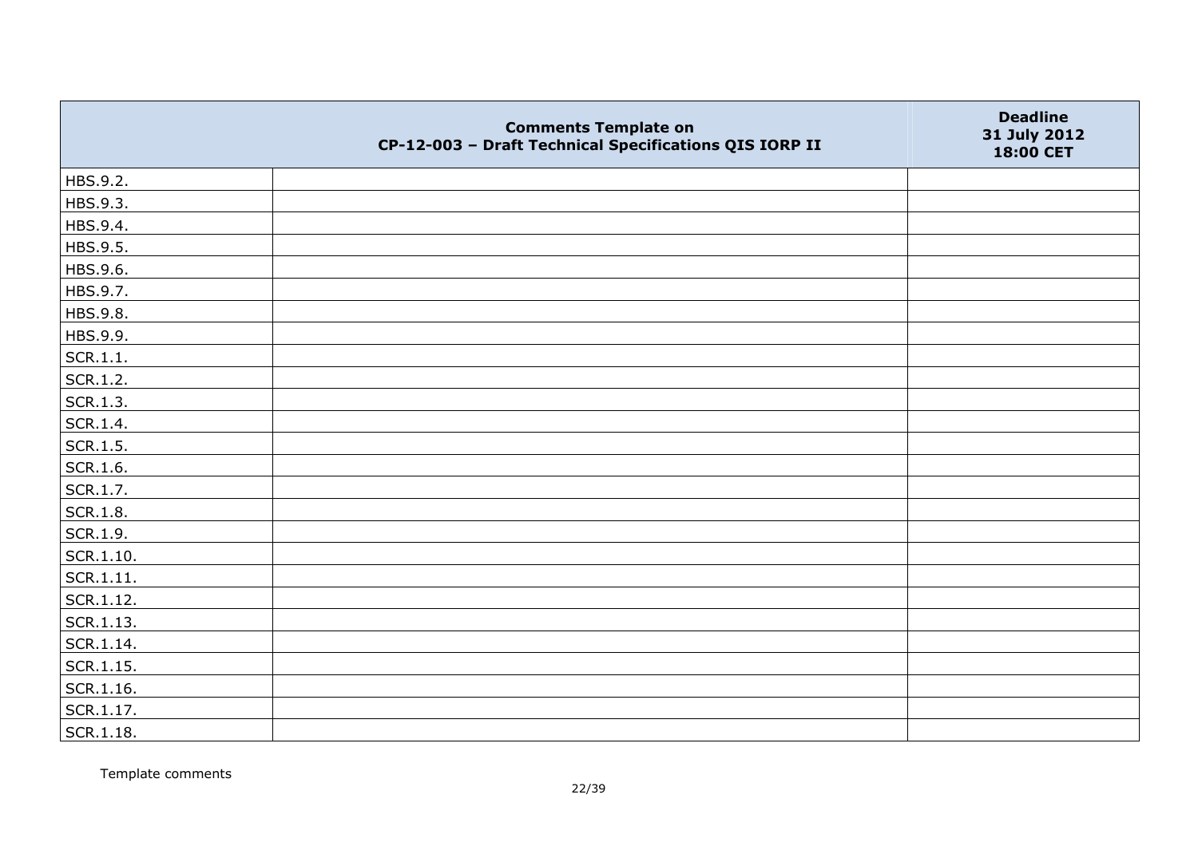| | Comments Template on<br>CP-12-003 – Draft Technical Specifications QIS IORP II | Deadline<br>31 July 2012<br>18:00 CET |
|---|---|---|
| HBS.9.2. | | |
| HBS.9.3. | | |
| HBS.9.4. | | |
| HBS.9.5. | | |
| HBS.9.6. | | |
| HBS.9.7. | | |
| HBS.9.8. | | |
| HBS.9.9. | | |
| SCR.1.1. | | |
| SCR.1.2. | | |
| SCR.1.3. | | |
| SCR.1.4. | | |
| SCR.1.5. | | |
| SCR.1.6. | | |
| SCR.1.7. | | |
| SCR.1.8. | | |
| SCR.1.9. | | |
| SCR.1.10. | | |
| SCR.1.11. | | |
| SCR.1.12. | | |
| SCR.1.13. | | |
| SCR.1.14. | | |
| SCR.1.15. | | |
| SCR.1.16. | | |
| SCR.1.17. | | |
| SCR.1.18. | | |

Template comments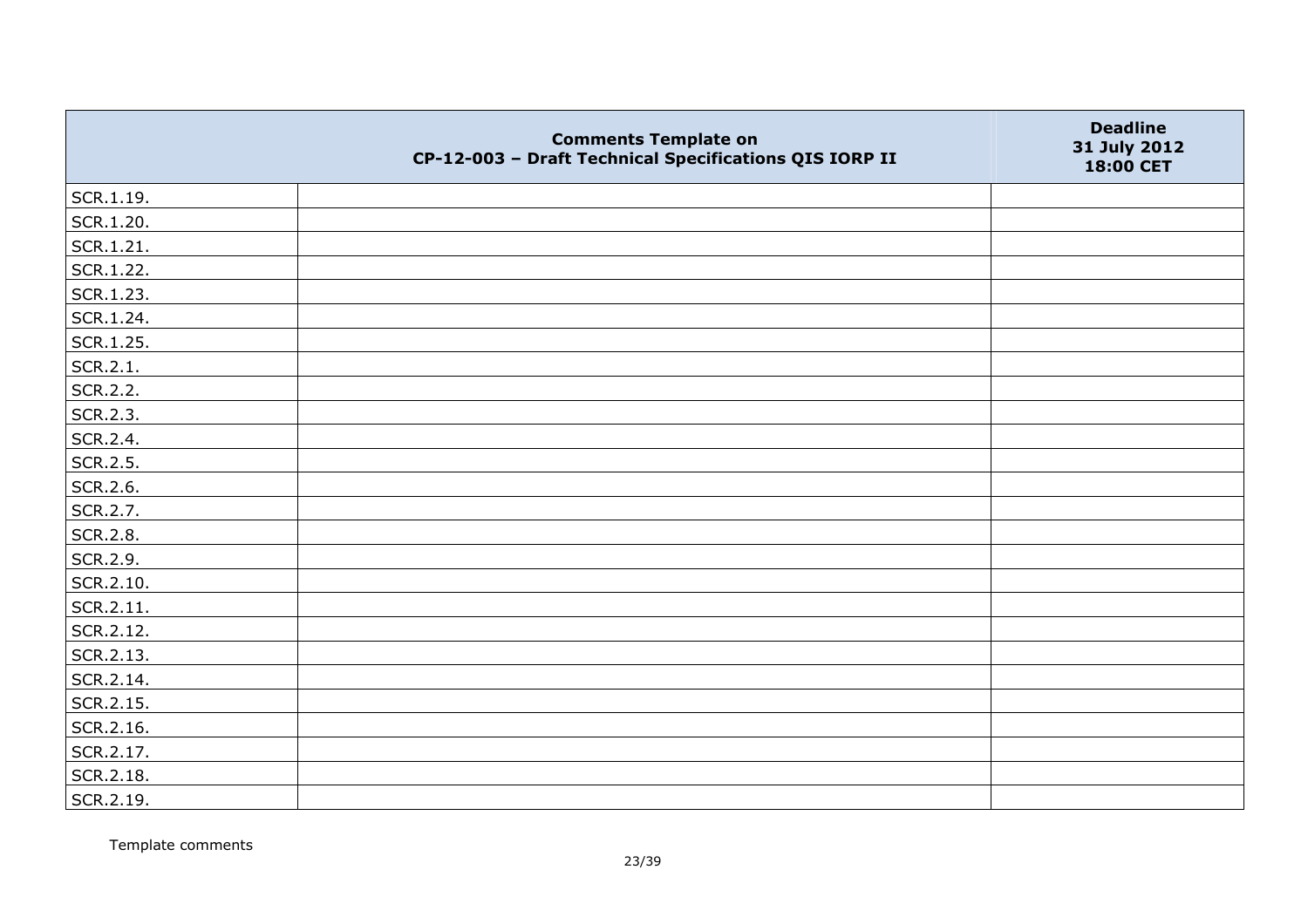|  | Comments Template on CP-12-003 – Draft Technical Specifications QIS IORP II | Deadline 31 July 2012 18:00 CET |
|---|---|---|
| SCR.1.19. |  |  |
| SCR.1.20. |  |  |
| SCR.1.21. |  |  |
| SCR.1.22. |  |  |
| SCR.1.23. |  |  |
| SCR.1.24. |  |  |
| SCR.1.25. |  |  |
| SCR.2.1. |  |  |
| SCR.2.2. |  |  |
| SCR.2.3. |  |  |
| SCR.2.4. |  |  |
| SCR.2.5. |  |  |
| SCR.2.6. |  |  |
| SCR.2.7. |  |  |
| SCR.2.8. |  |  |
| SCR.2.9. |  |  |
| SCR.2.10. |  |  |
| SCR.2.11. |  |  |
| SCR.2.12. |  |  |
| SCR.2.13. |  |  |
| SCR.2.14. |  |  |
| SCR.2.15. |  |  |
| SCR.2.16. |  |  |
| SCR.2.17. |  |  |
| SCR.2.18. |  |  |
| SCR.2.19. |  |  |

Template comments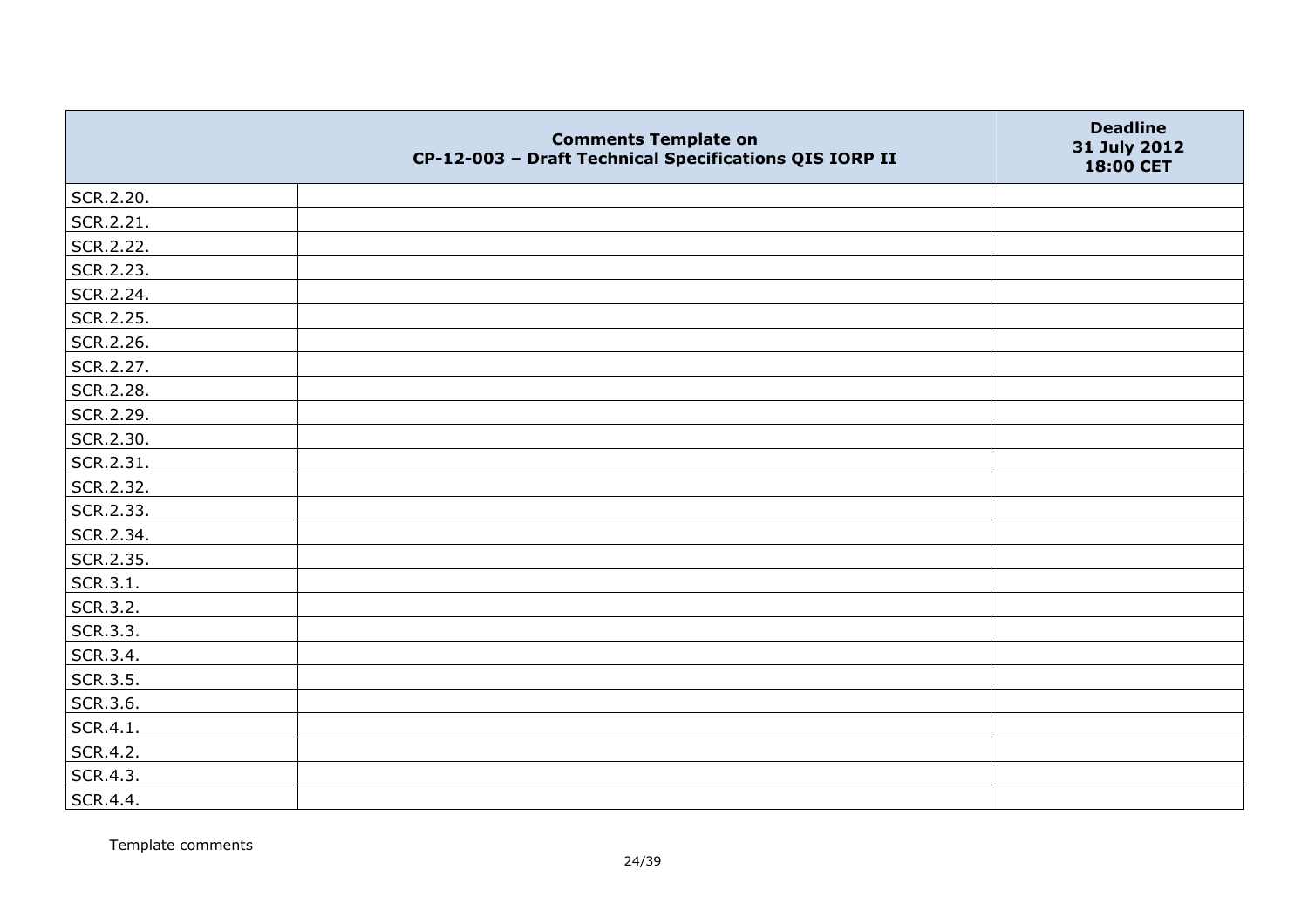| | Comments Template on CP-12-003 – Draft Technical Specifications QIS IORP II | Deadline 31 July 2012 18:00 CET |
|---|---|---|
| SCR.2.20. | | |
| SCR.2.21. | | |
| SCR.2.22. | | |
| SCR.2.23. | | |
| SCR.2.24. | | |
| SCR.2.25. | | |
| SCR.2.26. | | |
| SCR.2.27. | | |
| SCR.2.28. | | |
| SCR.2.29. | | |
| SCR.2.30. | | |
| SCR.2.31. | | |
| SCR.2.32. | | |
| SCR.2.33. | | |
| SCR.2.34. | | |
| SCR.2.35. | | |
| SCR.3.1. | | |
| SCR.3.2. | | |
| SCR.3.3. | | |
| SCR.3.4. | | |
| SCR.3.5. | | |
| SCR.3.6. | | |
| SCR.4.1. | | |
| SCR.4.2. | | |
| SCR.4.3. | | |
| SCR.4.4. | | |

Template comments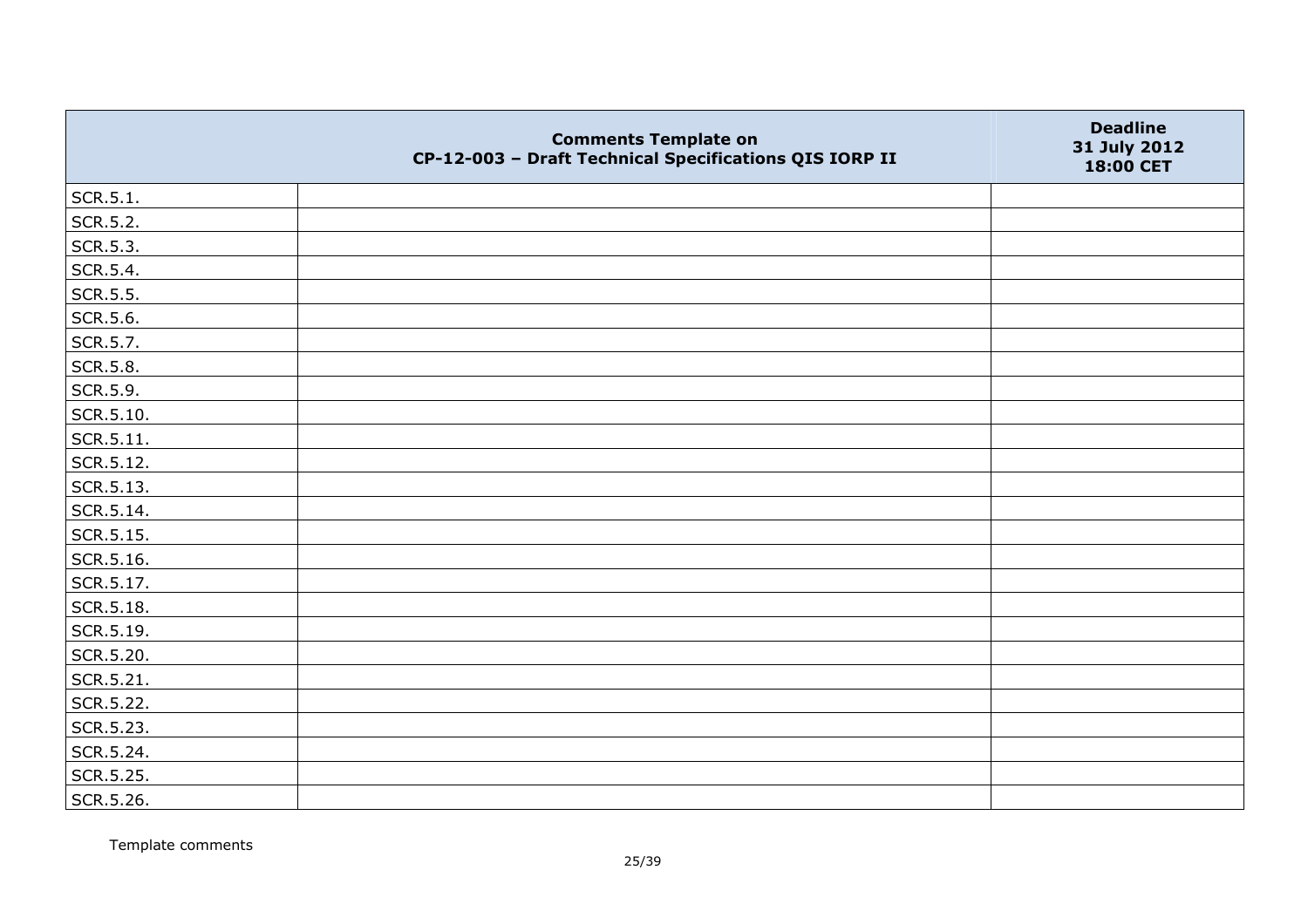| | Comments Template on CP-12-003 – Draft Technical Specifications QIS IORP II | Deadline 31 July 2012 18:00 CET |
|---|---|---|
| SCR.5.1. | | |
| SCR.5.2. | | |
| SCR.5.3. | | |
| SCR.5.4. | | |
| SCR.5.5. | | |
| SCR.5.6. | | |
| SCR.5.7. | | |
| SCR.5.8. | | |
| SCR.5.9. | | |
| SCR.5.10. | | |
| SCR.5.11. | | |
| SCR.5.12. | | |
| SCR.5.13. | | |
| SCR.5.14. | | |
| SCR.5.15. | | |
| SCR.5.16. | | |
| SCR.5.17. | | |
| SCR.5.18. | | |
| SCR.5.19. | | |
| SCR.5.20. | | |
| SCR.5.21. | | |
| SCR.5.22. | | |
| SCR.5.23. | | |
| SCR.5.24. | | |
| SCR.5.25. | | |
| SCR.5.26. | | |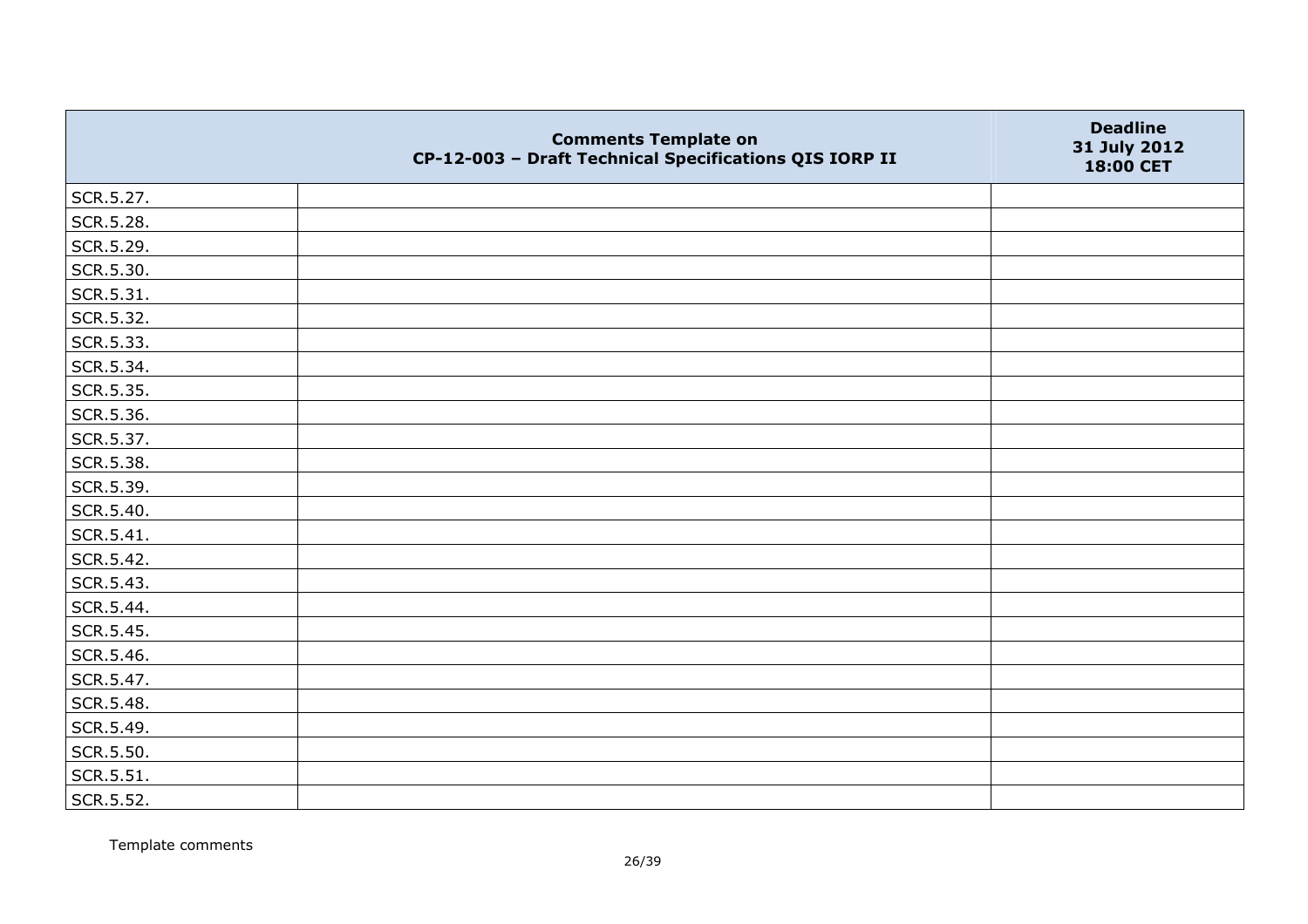| | Comments Template on CP-12-003 – Draft Technical Specifications QIS IORP II | Deadline 31 July 2012 18:00 CET |
|---|---|---|
| SCR.5.27. | | |
| SCR.5.28. | | |
| SCR.5.29. | | |
| SCR.5.30. | | |
| SCR.5.31. | | |
| SCR.5.32. | | |
| SCR.5.33. | | |
| SCR.5.34. | | |
| SCR.5.35. | | |
| SCR.5.36. | | |
| SCR.5.37. | | |
| SCR.5.38. | | |
| SCR.5.39. | | |
| SCR.5.40. | | |
| SCR.5.41. | | |
| SCR.5.42. | | |
| SCR.5.43. | | |
| SCR.5.44. | | |
| SCR.5.45. | | |
| SCR.5.46. | | |
| SCR.5.47. | | |
| SCR.5.48. | | |
| SCR.5.49. | | |
| SCR.5.50. | | |
| SCR.5.51. | | |
| SCR.5.52. | | |

Template comments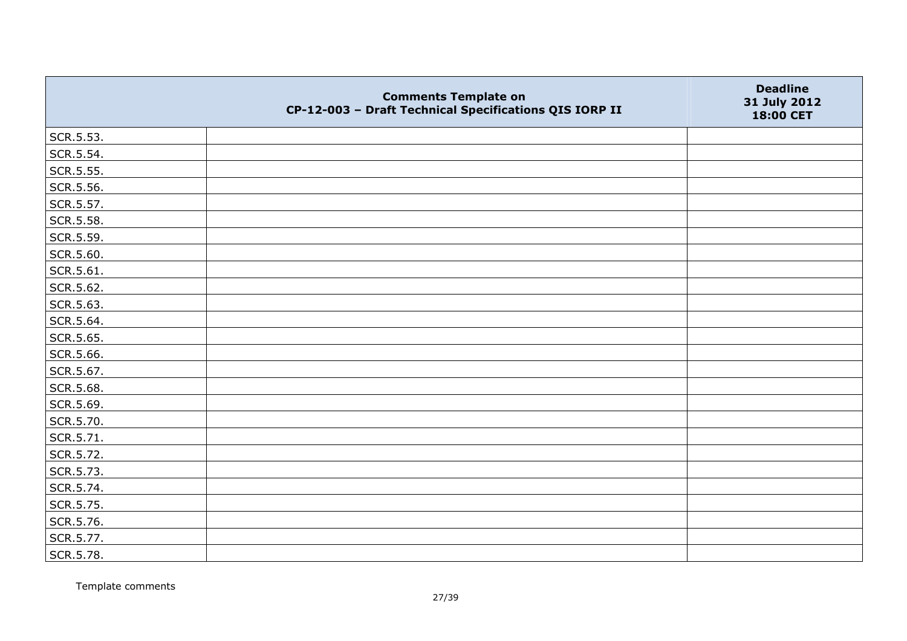| | Comments Template on CP-12-003 – Draft Technical Specifications QIS IORP II | Deadline 31 July 2012 18:00 CET |
|---|---|---|
| SCR.5.53. | | |
| SCR.5.54. | | |
| SCR.5.55. | | |
| SCR.5.56. | | |
| SCR.5.57. | | |
| SCR.5.58. | | |
| SCR.5.59. | | |
| SCR.5.60. | | |
| SCR.5.61. | | |
| SCR.5.62. | | |
| SCR.5.63. | | |
| SCR.5.64. | | |
| SCR.5.65. | | |
| SCR.5.66. | | |
| SCR.5.67. | | |
| SCR.5.68. | | |
| SCR.5.69. | | |
| SCR.5.70. | | |
| SCR.5.71. | | |
| SCR.5.72. | | |
| SCR.5.73. | | |
| SCR.5.74. | | |
| SCR.5.75. | | |
| SCR.5.76. | | |
| SCR.5.77. | | |
| SCR.5.78. | | |

Template comments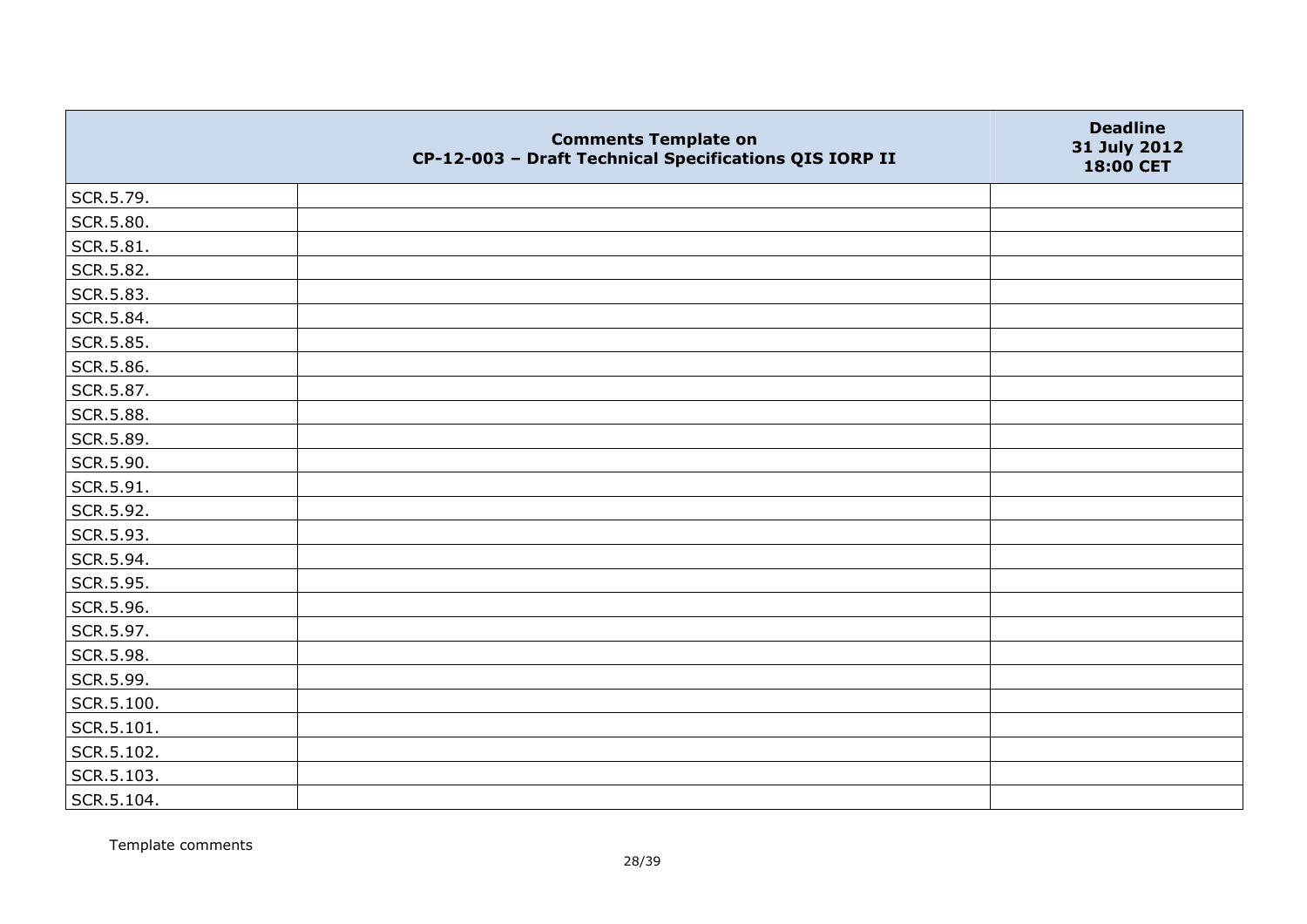| | Comments Template on CP-12-003 – Draft Technical Specifications QIS IORP II | Deadline 31 July 2012 18:00 CET |
|---|---|---|
| SCR.5.79. | | |
| SCR.5.80. | | |
| SCR.5.81. | | |
| SCR.5.82. | | |
| SCR.5.83. | | |
| SCR.5.84. | | |
| SCR.5.85. | | |
| SCR.5.86. | | |
| SCR.5.87. | | |
| SCR.5.88. | | |
| SCR.5.89. | | |
| SCR.5.90. | | |
| SCR.5.91. | | |
| SCR.5.92. | | |
| SCR.5.93. | | |
| SCR.5.94. | | |
| SCR.5.95. | | |
| SCR.5.96. | | |
| SCR.5.97. | | |
| SCR.5.98. | | |
| SCR.5.99. | | |
| SCR.5.100. | | |
| SCR.5.101. | | |
| SCR.5.102. | | |
| SCR.5.103. | | |
| SCR.5.104. | | |

Template comments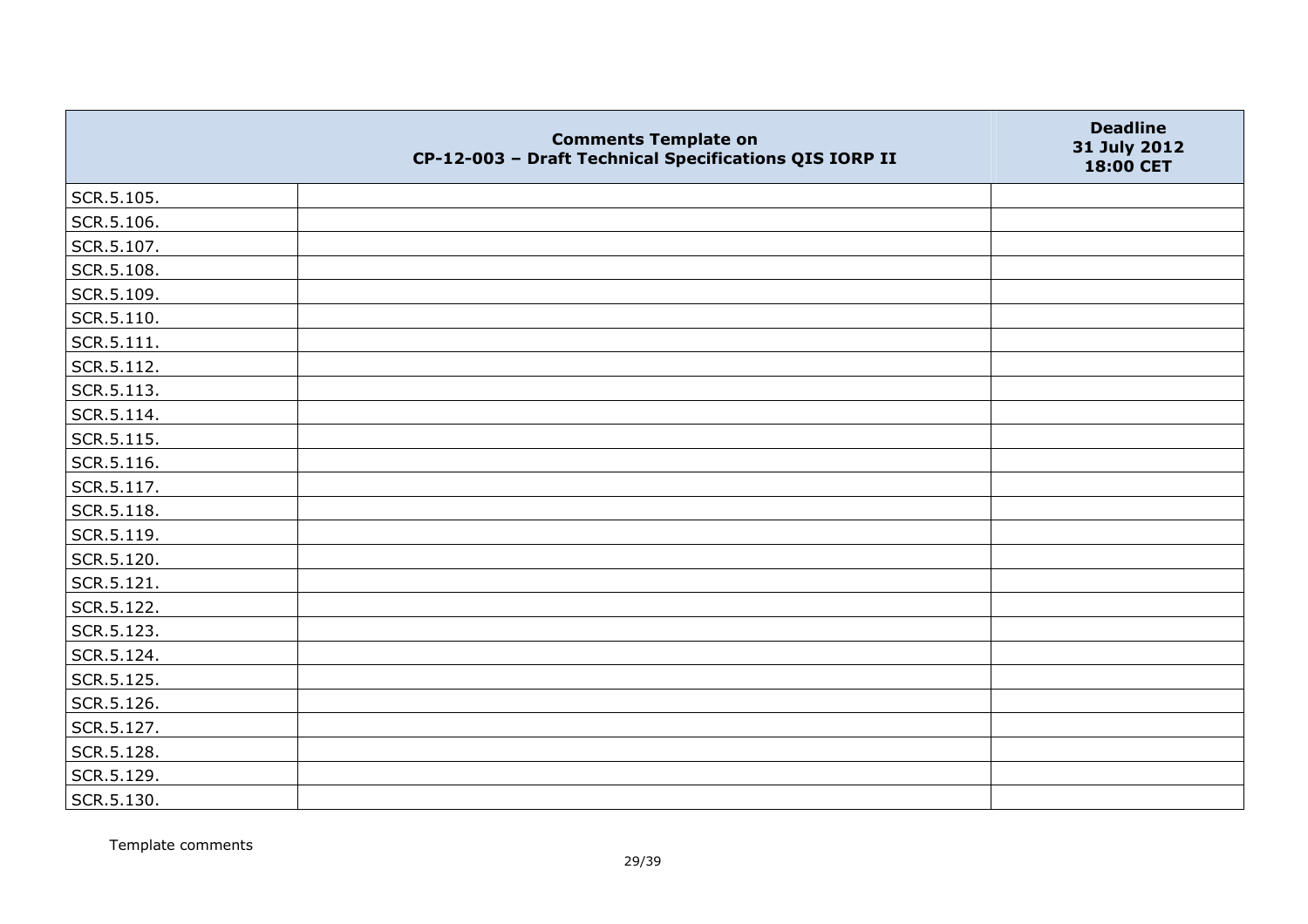|  | Comments Template on CP-12-003 – Draft Technical Specifications QIS IORP II | Deadline 31 July 2012 18:00 CET |
|---|---|---|
| SCR.5.105. |  |  |
| SCR.5.106. |  |  |
| SCR.5.107. |  |  |
| SCR.5.108. |  |  |
| SCR.5.109. |  |  |
| SCR.5.110. |  |  |
| SCR.5.111. |  |  |
| SCR.5.112. |  |  |
| SCR.5.113. |  |  |
| SCR.5.114. |  |  |
| SCR.5.115. |  |  |
| SCR.5.116. |  |  |
| SCR.5.117. |  |  |
| SCR.5.118. |  |  |
| SCR.5.119. |  |  |
| SCR.5.120. |  |  |
| SCR.5.121. |  |  |
| SCR.5.122. |  |  |
| SCR.5.123. |  |  |
| SCR.5.124. |  |  |
| SCR.5.125. |  |  |
| SCR.5.126. |  |  |
| SCR.5.127. |  |  |
| SCR.5.128. |  |  |
| SCR.5.129. |  |  |
| SCR.5.130. |  |  |

Template comments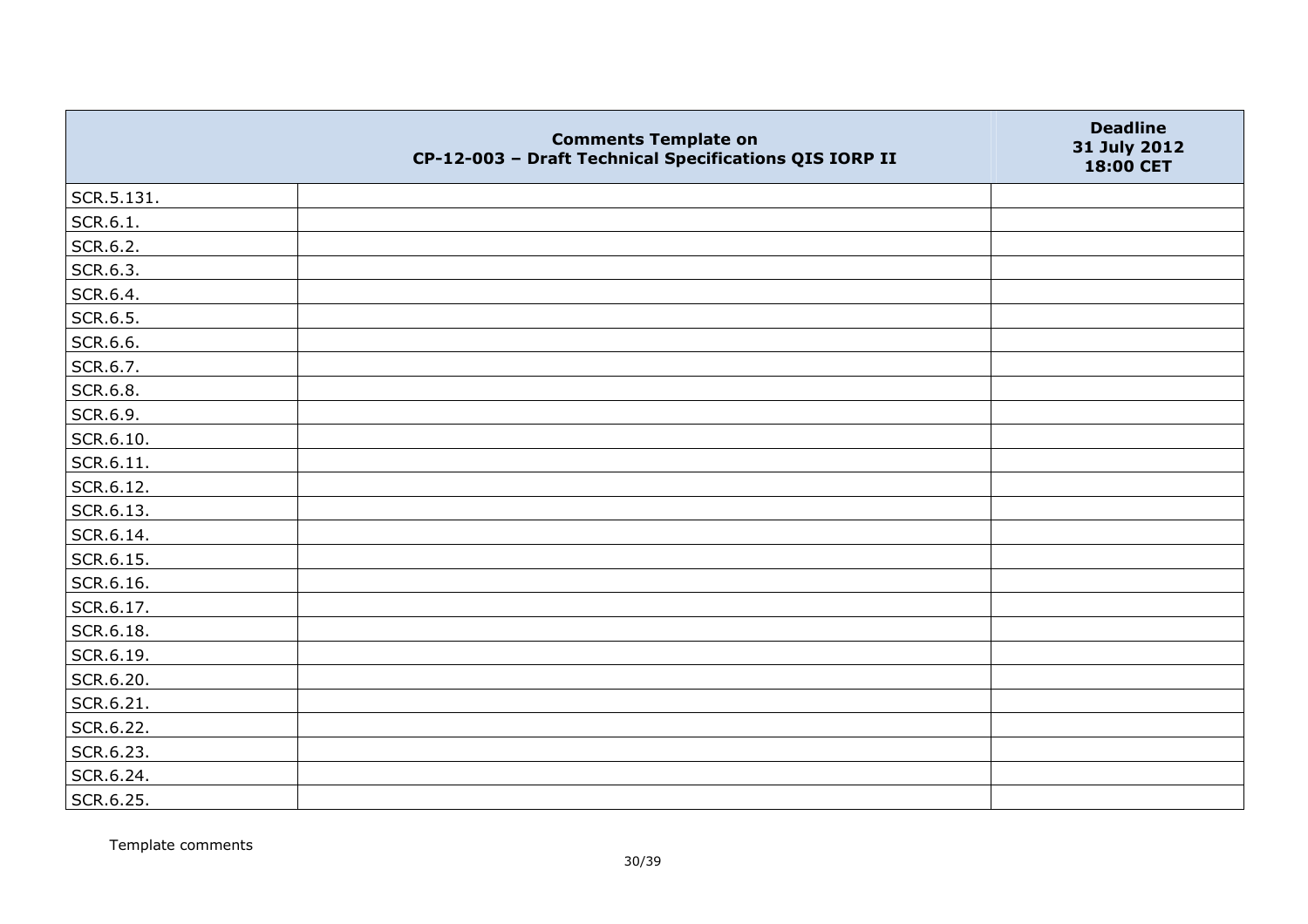|  | Comments Template on CP-12-003 – Draft Technical Specifications QIS IORP II | Deadline 31 July 2012 18:00 CET |
|---|---|---|
| SCR.5.131. |  |  |
| SCR.6.1. |  |  |
| SCR.6.2. |  |  |
| SCR.6.3. |  |  |
| SCR.6.4. |  |  |
| SCR.6.5. |  |  |
| SCR.6.6. |  |  |
| SCR.6.7. |  |  |
| SCR.6.8. |  |  |
| SCR.6.9. |  |  |
| SCR.6.10. |  |  |
| SCR.6.11. |  |  |
| SCR.6.12. |  |  |
| SCR.6.13. |  |  |
| SCR.6.14. |  |  |
| SCR.6.15. |  |  |
| SCR.6.16. |  |  |
| SCR.6.17. |  |  |
| SCR.6.18. |  |  |
| SCR.6.19. |  |  |
| SCR.6.20. |  |  |
| SCR.6.21. |  |  |
| SCR.6.22. |  |  |
| SCR.6.23. |  |  |
| SCR.6.24. |  |  |
| SCR.6.25. |  |  |

Template comments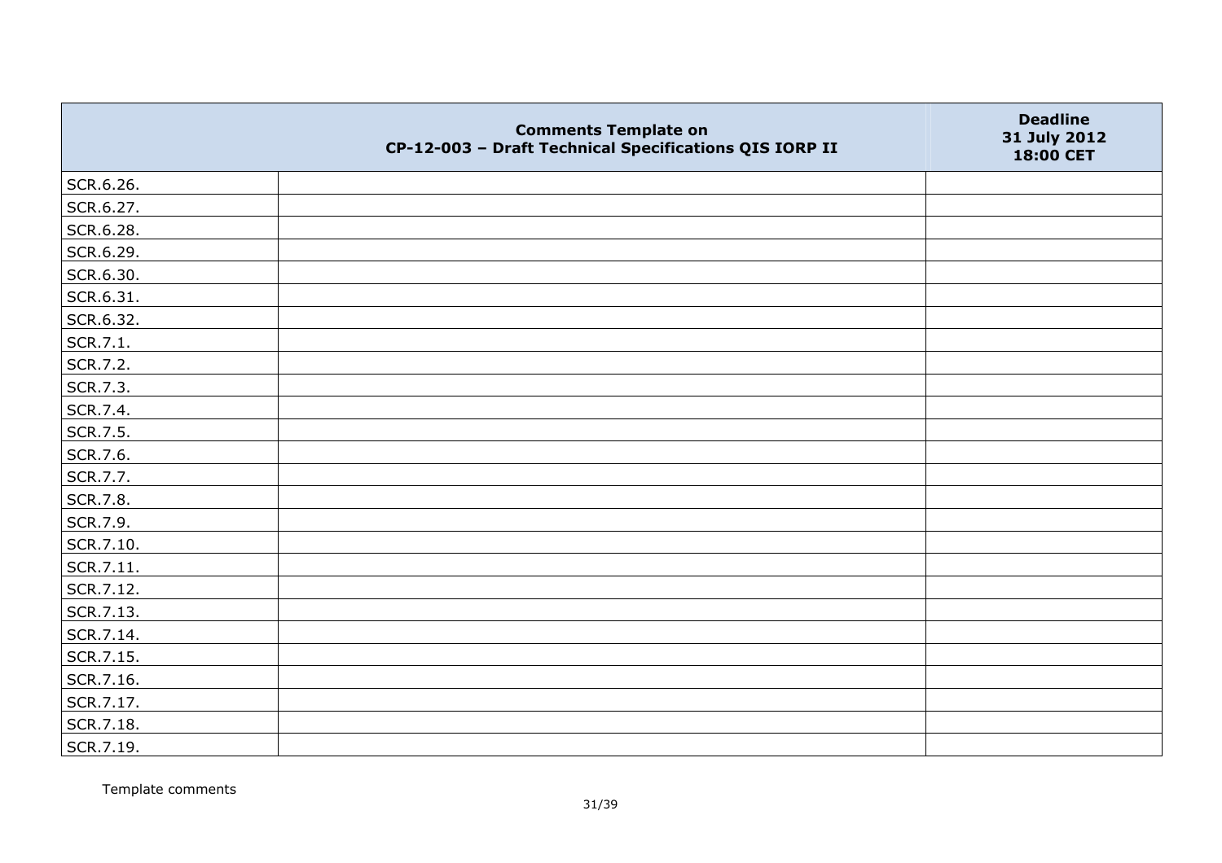| Comments Template on CP-12-003 – Draft Technical Specifications QIS IORP II | | Deadline 31 July 2012 18:00 CET |
|---|---|---|
| SCR.6.26. | | |
| SCR.6.27. | | |
| SCR.6.28. | | |
| SCR.6.29. | | |
| SCR.6.30. | | |
| SCR.6.31. | | |
| SCR.6.32. | | |
| SCR.7.1. | | |
| SCR.7.2. | | |
| SCR.7.3. | | |
| SCR.7.4. | | |
| SCR.7.5. | | |
| SCR.7.6. | | |
| SCR.7.7. | | |
| SCR.7.8. | | |
| SCR.7.9. | | |
| SCR.7.10. | | |
| SCR.7.11. | | |
| SCR.7.12. | | |
| SCR.7.13. | | |
| SCR.7.14. | | |
| SCR.7.15. | | |
| SCR.7.16. | | |
| SCR.7.17. | | |
| SCR.7.18. | | |
| SCR.7.19. | | |

Template comments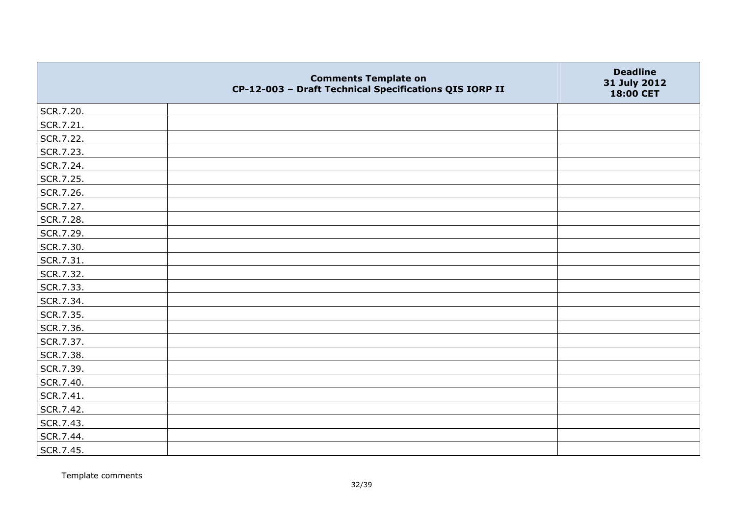| | Comments Template on CP-12-003 – Draft Technical Specifications QIS IORP II | Deadline 31 July 2012 18:00 CET |
|---|---|---|
| SCR.7.20. | | |
| SCR.7.21. | | |
| SCR.7.22. | | |
| SCR.7.23. | | |
| SCR.7.24. | | |
| SCR.7.25. | | |
| SCR.7.26. | | |
| SCR.7.27. | | |
| SCR.7.28. | | |
| SCR.7.29. | | |
| SCR.7.30. | | |
| SCR.7.31. | | |
| SCR.7.32. | | |
| SCR.7.33. | | |
| SCR.7.34. | | |
| SCR.7.35. | | |
| SCR.7.36. | | |
| SCR.7.37. | | |
| SCR.7.38. | | |
| SCR.7.39. | | |
| SCR.7.40. | | |
| SCR.7.41. | | |
| SCR.7.42. | | |
| SCR.7.43. | | |
| SCR.7.44. | | |
| SCR.7.45. | | |

Template comments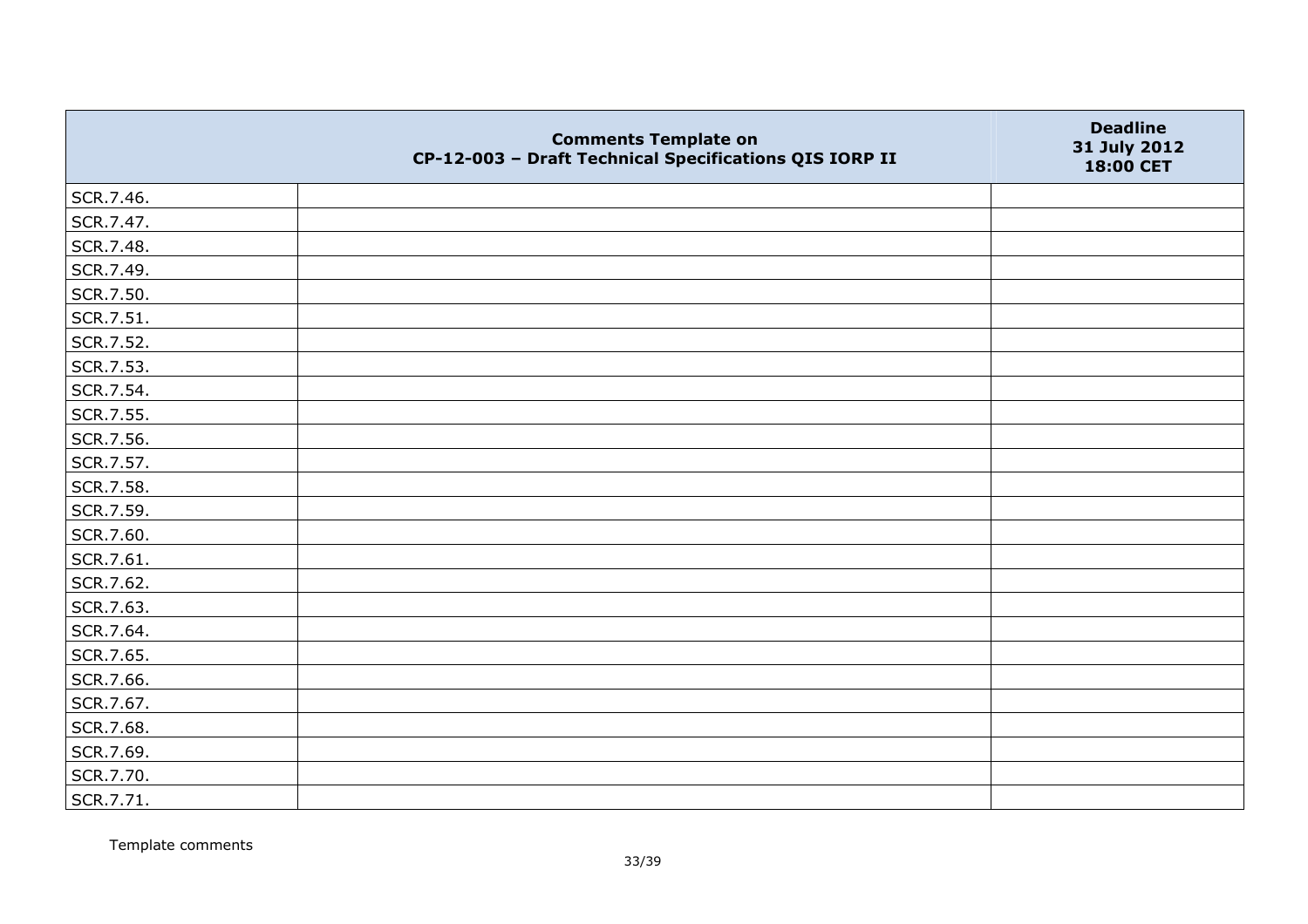| | Comments Template on CP-12-003 – Draft Technical Specifications QIS IORP II | Deadline 31 July 2012 18:00 CET |
|---|---|---|
| SCR.7.46. | | |
| SCR.7.47. | | |
| SCR.7.48. | | |
| SCR.7.49. | | |
| SCR.7.50. | | |
| SCR.7.51. | | |
| SCR.7.52. | | |
| SCR.7.53. | | |
| SCR.7.54. | | |
| SCR.7.55. | | |
| SCR.7.56. | | |
| SCR.7.57. | | |
| SCR.7.58. | | |
| SCR.7.59. | | |
| SCR.7.60. | | |
| SCR.7.61. | | |
| SCR.7.62. | | |
| SCR.7.63. | | |
| SCR.7.64. | | |
| SCR.7.65. | | |
| SCR.7.66. | | |
| SCR.7.67. | | |
| SCR.7.68. | | |
| SCR.7.69. | | |
| SCR.7.70. | | |
| SCR.7.71. | | |

Template comments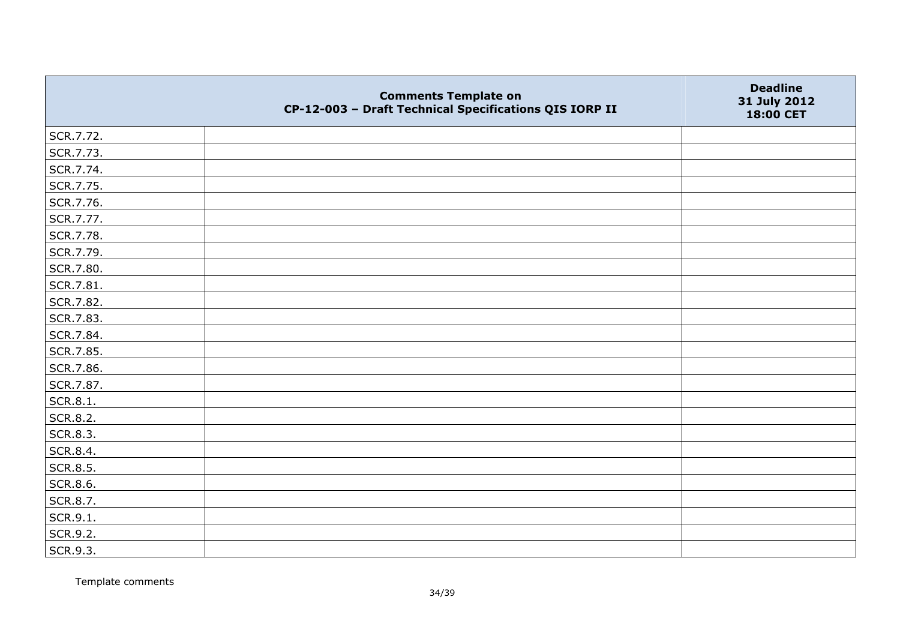| | Comments Template on CP-12-003 – Draft Technical Specifications QIS IORP II | Deadline 31 July 2012 18:00 CET |
|---|---|---|
| SCR.7.72. | | |
| SCR.7.73. | | |
| SCR.7.74. | | |
| SCR.7.75. | | |
| SCR.7.76. | | |
| SCR.7.77. | | |
| SCR.7.78. | | |
| SCR.7.79. | | |
| SCR.7.80. | | |
| SCR.7.81. | | |
| SCR.7.82. | | |
| SCR.7.83. | | |
| SCR.7.84. | | |
| SCR.7.85. | | |
| SCR.7.86. | | |
| SCR.7.87. | | |
| SCR.8.1. | | |
| SCR.8.2. | | |
| SCR.8.3. | | |
| SCR.8.4. | | |
| SCR.8.5. | | |
| SCR.8.6. | | |
| SCR.8.7. | | |
| SCR.9.1. | | |
| SCR.9.2. | | |
| SCR.9.3. | | |

Template comments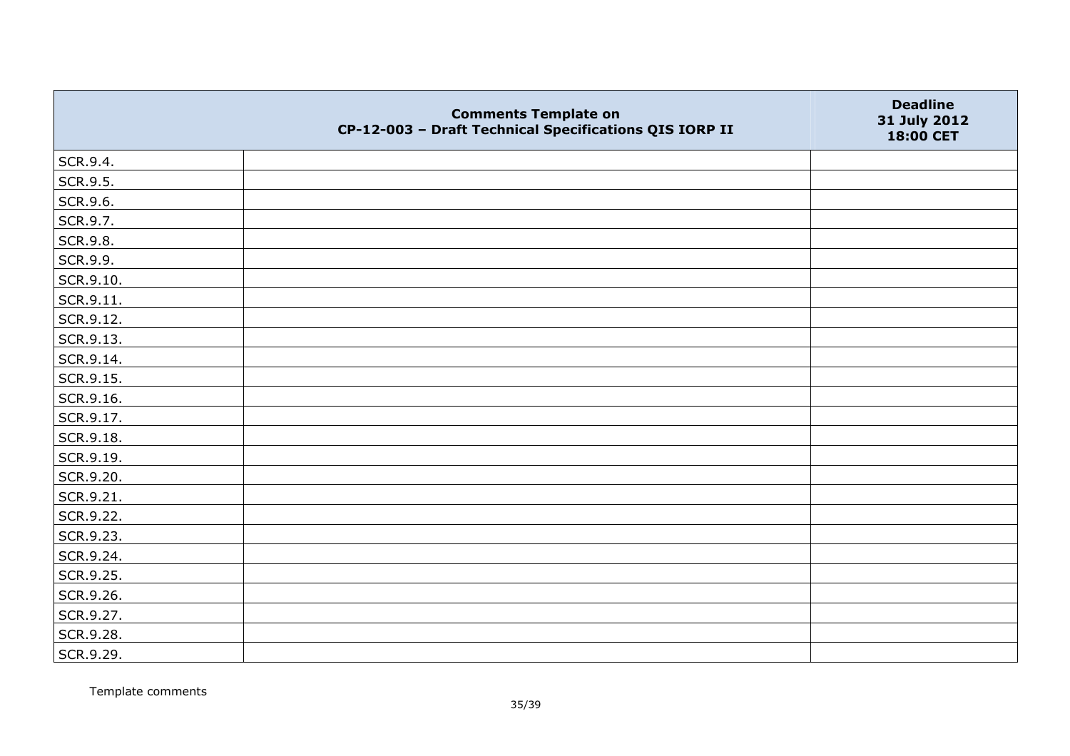|  | Comments Template on CP-12-003 – Draft Technical Specifications QIS IORP II | Deadline 31 July 2012 18:00 CET |
|---|---|---|
| SCR.9.4. |  |  |
| SCR.9.5. |  |  |
| SCR.9.6. |  |  |
| SCR.9.7. |  |  |
| SCR.9.8. |  |  |
| SCR.9.9. |  |  |
| SCR.9.10. |  |  |
| SCR.9.11. |  |  |
| SCR.9.12. |  |  |
| SCR.9.13. |  |  |
| SCR.9.14. |  |  |
| SCR.9.15. |  |  |
| SCR.9.16. |  |  |
| SCR.9.17. |  |  |
| SCR.9.18. |  |  |
| SCR.9.19. |  |  |
| SCR.9.20. |  |  |
| SCR.9.21. |  |  |
| SCR.9.22. |  |  |
| SCR.9.23. |  |  |
| SCR.9.24. |  |  |
| SCR.9.25. |  |  |
| SCR.9.26. |  |  |
| SCR.9.27. |  |  |
| SCR.9.28. |  |  |
| SCR.9.29. |  |  |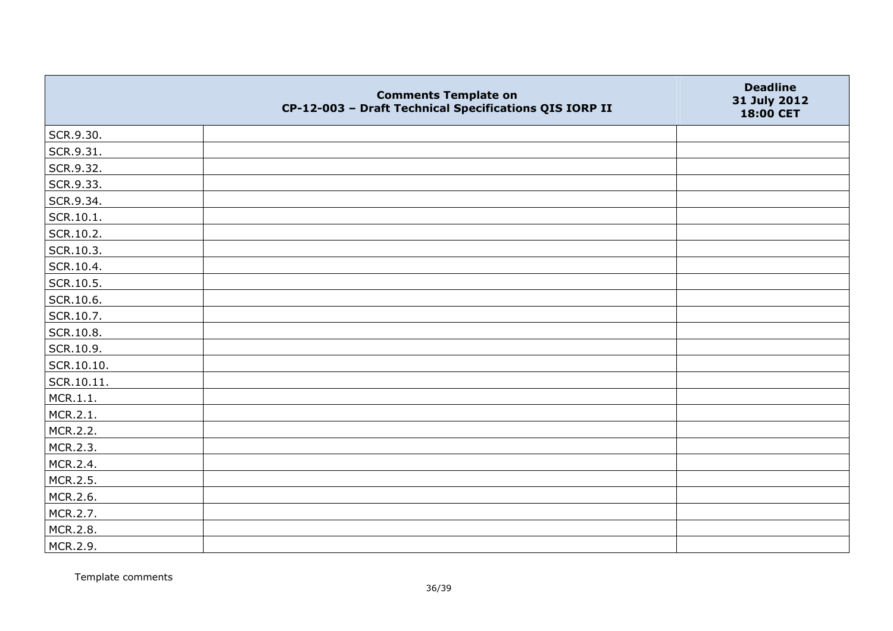| | Comments Template on CP-12-003 – Draft Technical Specifications QIS IORP II | Deadline 31 July 2012 18:00 CET |
|---|---|---|
| SCR.9.30. | | |
| SCR.9.31. | | |
| SCR.9.32. | | |
| SCR.9.33. | | |
| SCR.9.34. | | |
| SCR.10.1. | | |
| SCR.10.2. | | |
| SCR.10.3. | | |
| SCR.10.4. | | |
| SCR.10.5. | | |
| SCR.10.6. | | |
| SCR.10.7. | | |
| SCR.10.8. | | |
| SCR.10.9. | | |
| SCR.10.10. | | |
| SCR.10.11. | | |
| MCR.1.1. | | |
| MCR.2.1. | | |
| MCR.2.2. | | |
| MCR.2.3. | | |
| MCR.2.4. | | |
| MCR.2.5. | | |
| MCR.2.6. | | |
| MCR.2.7. | | |
| MCR.2.8. | | |
| MCR.2.9. | | |

Template comments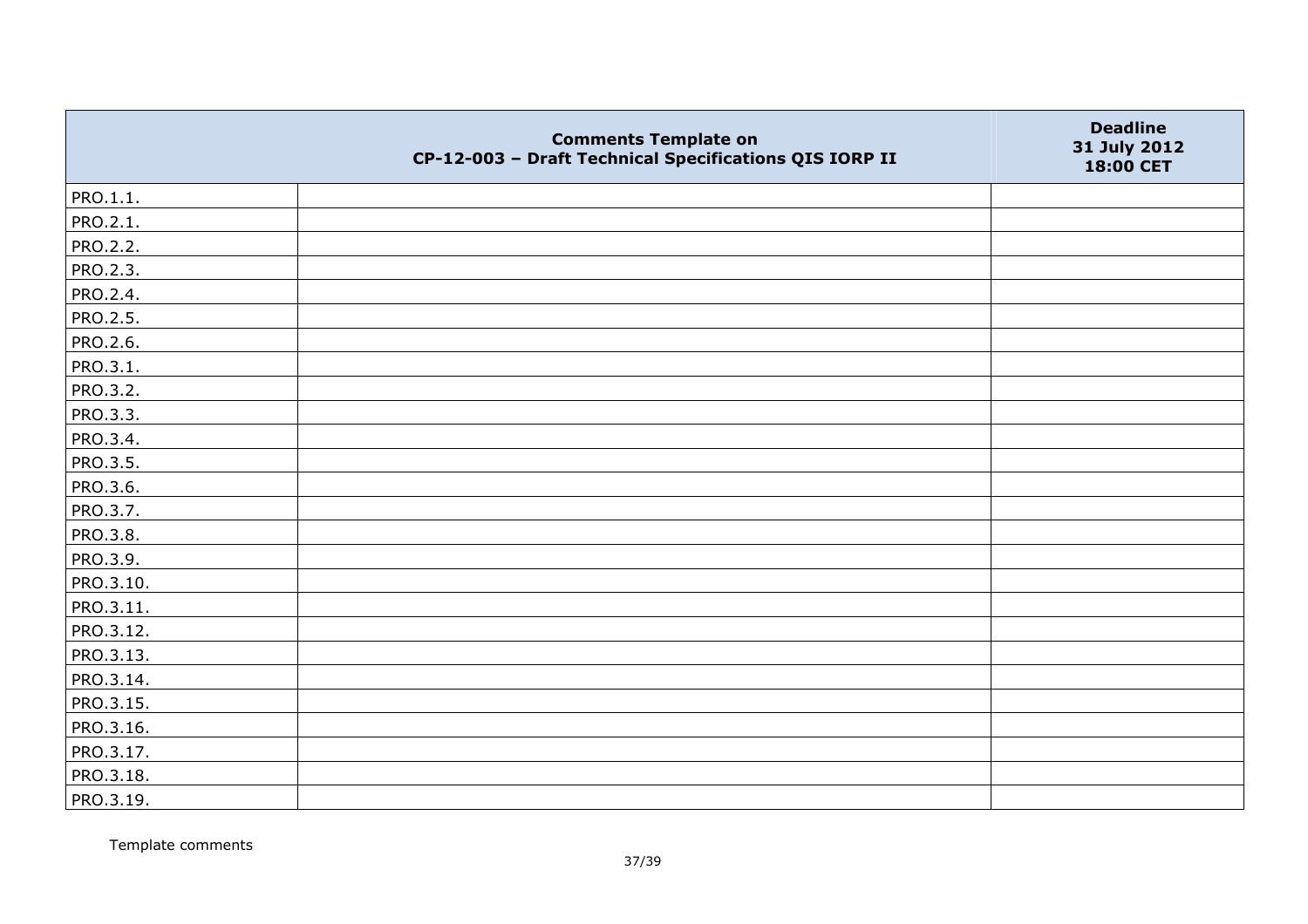| | Comments Template on CP-12-003 – Draft Technical Specifications QIS IORP II | Deadline 31 July 2012 18:00 CET |
|---|---|---|
| PRO.1.1. | | |
| PRO.2.1. | | |
| PRO.2.2. | | |
| PRO.2.3. | | |
| PRO.2.4. | | |
| PRO.2.5. | | |
| PRO.2.6. | | |
| PRO.3.1. | | |
| PRO.3.2. | | |
| PRO.3.3. | | |
| PRO.3.4. | | |
| PRO.3.5. | | |
| PRO.3.6. | | |
| PRO.3.7. | | |
| PRO.3.8. | | |
| PRO.3.9. | | |
| PRO.3.10. | | |
| PRO.3.11. | | |
| PRO.3.12. | | |
| PRO.3.13. | | |
| PRO.3.14. | | |
| PRO.3.15. | | |
| PRO.3.16. | | |
| PRO.3.17. | | |
| PRO.3.18. | | |
| PRO.3.19. | | |

Template comments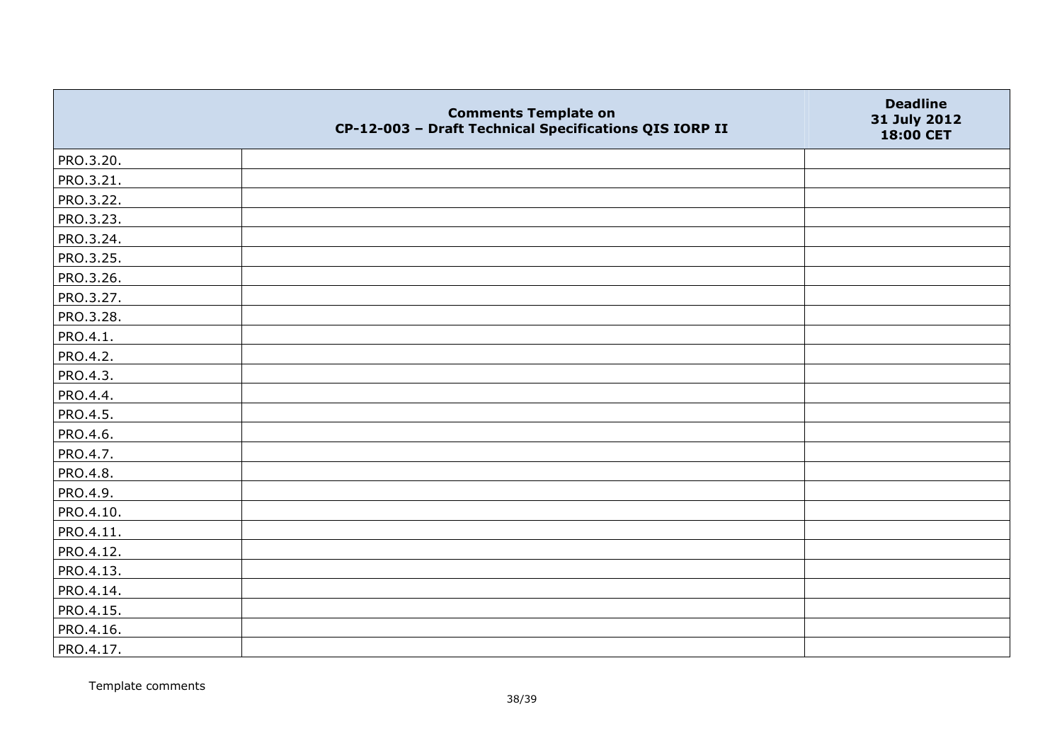| | Comments Template on CP-12-003 – Draft Technical Specifications QIS IORP II | Deadline 31 July 2012 18:00 CET |
|---|---|---|
| PRO.3.20. | | |
| PRO.3.21. | | |
| PRO.3.22. | | |
| PRO.3.23. | | |
| PRO.3.24. | | |
| PRO.3.25. | | |
| PRO.3.26. | | |
| PRO.3.27. | | |
| PRO.3.28. | | |
| PRO.4.1. | | |
| PRO.4.2. | | |
| PRO.4.3. | | |
| PRO.4.4. | | |
| PRO.4.5. | | |
| PRO.4.6. | | |
| PRO.4.7. | | |
| PRO.4.8. | | |
| PRO.4.9. | | |
| PRO.4.10. | | |
| PRO.4.11. | | |
| PRO.4.12. | | |
| PRO.4.13. | | |
| PRO.4.14. | | |
| PRO.4.15. | | |
| PRO.4.16. | | |
| PRO.4.17. | | |

Template comments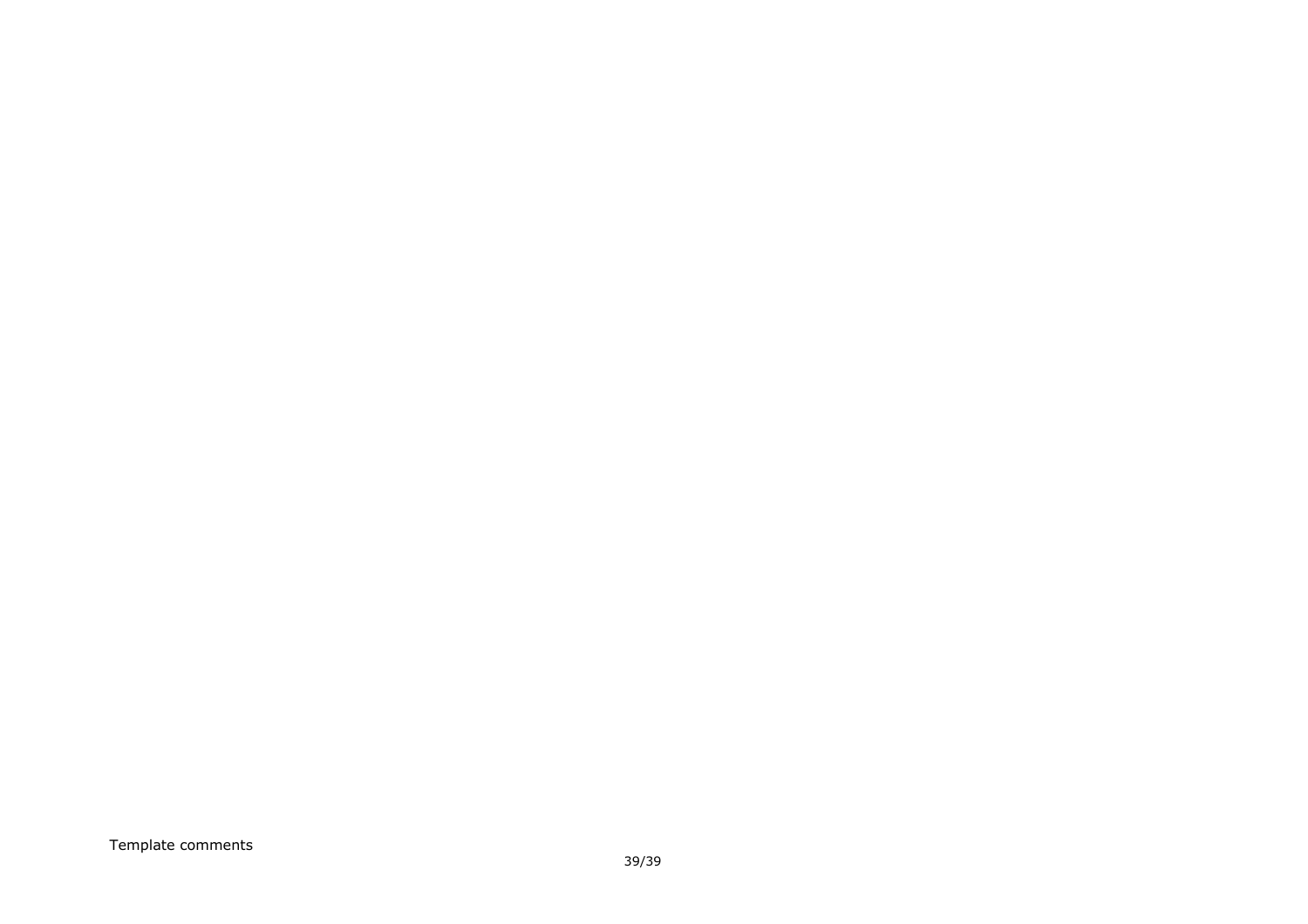Template comments